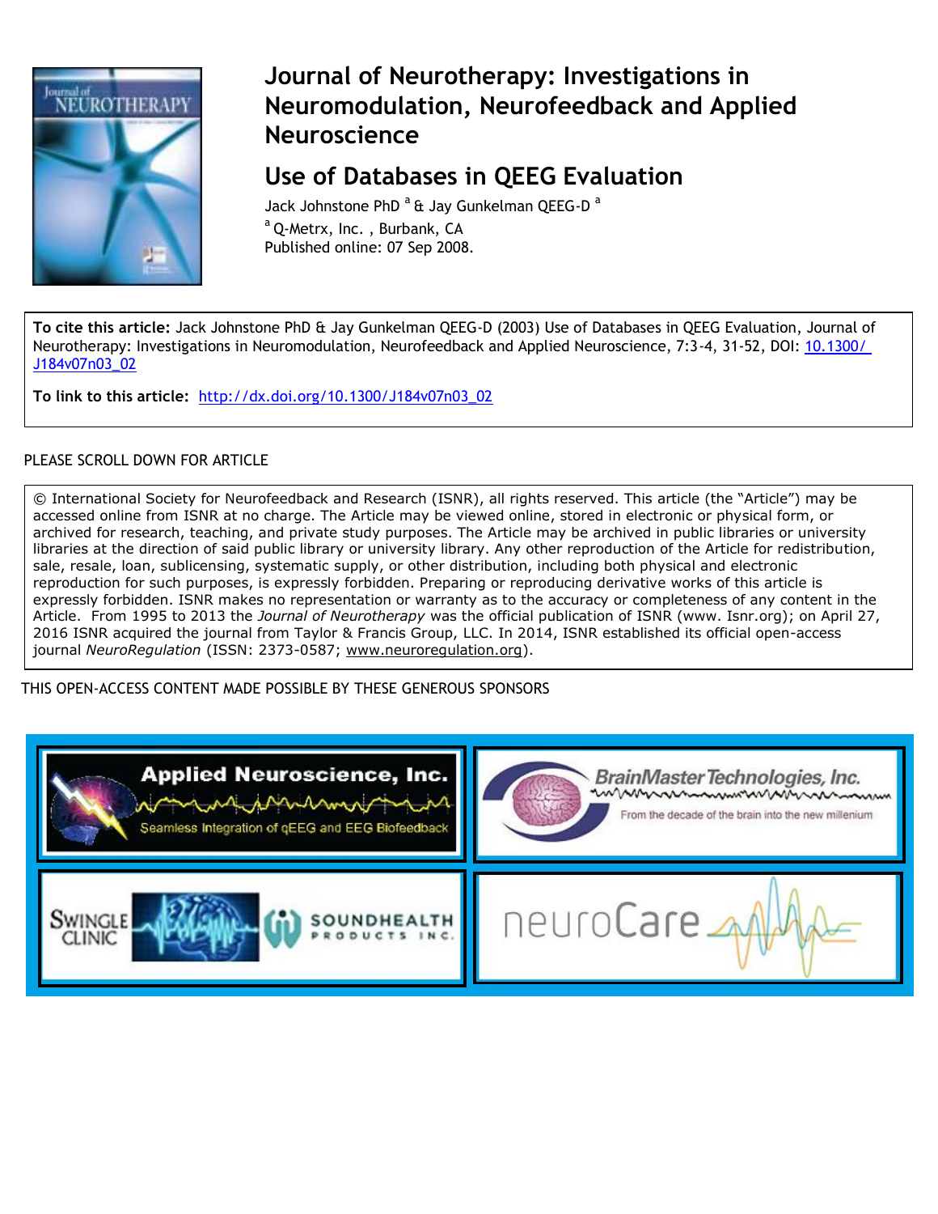# Journal of Neurotherapy: Investigations in Neuromodulation, Neurofeedback and Applied Neuroscience

## Use of Databases in QEEG Evaluation

Jack Johnstone PhD [a] & Jay Gunkelman QEEG-D [a]

[a] Q-Metrx, Inc. , Burbank, CA

Published online: 07 Sep 2008.

**To cite this article:** Jack Johnstone PhD & Jay Gunkelman QEEG-D (2003) Use of Databases in QEEG Evaluation, Journal of Neurotherapy: Investigations in Neuromodulation, Neurofeedback and Applied Neuroscience, 7:3-4, 31-52, DOI: 10.1300/J184v07n03_02

**To link to this article:** http://dx.doi.org/10.1300/J184v07n03_02

PLEASE SCROLL DOWN FOR ARTICLE

© International Society for Neurofeedback and Research (ISNR), all rights reserved. This article (the "Article") may be accessed online from ISNR at no charge. The Article may be viewed online, stored in electronic or physical form, or archived for research, teaching, and private study purposes. The Article may be archived in public libraries or university libraries at the direction of said public library or university library. Any other reproduction of the Article for redistribution, sale, resale, loan, sublicensing, systematic supply, or other distribution, including both physical and electronic reproduction for such purposes, is expressly forbidden. Preparing or reproducing derivative works of this article is expressly forbidden. ISNR makes no representation or warranty as to the accuracy or completeness of any content in the Article. From 1995 to 2013 the *Journal of Neurotherapy* was the official publication of ISNR (www. Isnr.org); on April 27, 2016 ISNR acquired the journal from Taylor & Francis Group, LLC. In 2014, ISNR established its official open-access journal *NeuroRegulation* (ISSN: 2373-0587; www.neuroregulation.org).

THIS OPEN-ACCESS CONTENT MADE POSSIBLE BY THESE GENEROUS SPONSORS

Applied Neuroscience, Inc. Seamless Integration of qEEG and EEG Biofeedback

BrainMaster Technologies, Inc. From the decade of the brain into the new millenium

Swingle Clinic

SoundHealth Products Inc.

neuroCare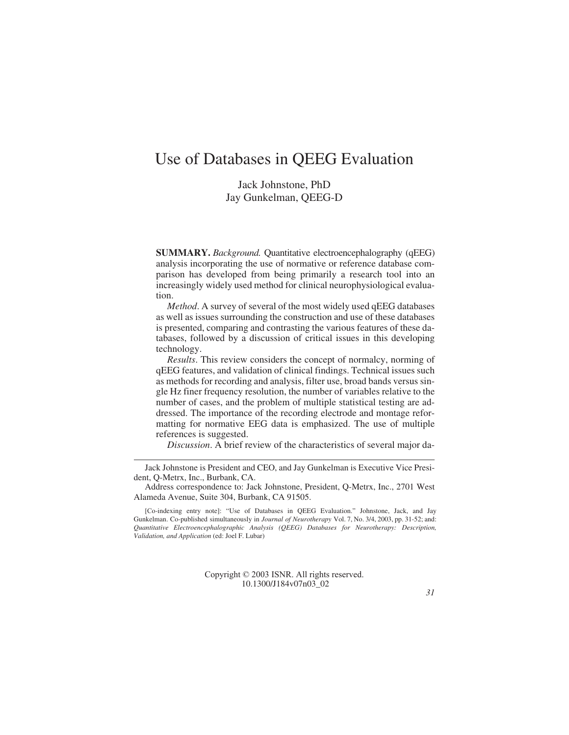# Use of Databases in QEEG Evaluation

Jack Johnstone, PhD
Jay Gunkelman, QEEG-D

**SUMMARY.** *Background.* Quantitative electroencephalography (qEEG) analysis incorporating the use of normative or reference database comparison has developed from being primarily a research tool into an increasingly widely used method for clinical neurophysiological evaluation.

*Method*. A survey of several of the most widely used qEEG databases as well as issues surrounding the construction and use of these databases is presented, comparing and contrasting the various features of these databases, followed by a discussion of critical issues in this developing technology.

*Results*. This review considers the concept of normalcy, norming of qEEG features, and validation of clinical findings. Technical issues such as methods for recording and analysis, filter use, broad bands versus single Hz finer frequency resolution, the number of variables relative to the number of cases, and the problem of multiple statistical testing are addressed. The importance of the recording electrode and montage reformatting for normative EEG data is emphasized. The use of multiple references is suggested.

*Discussion*. A brief review of the characteristics of several major da-

---

Jack Johnstone is President and CEO, and Jay Gunkelman is Executive Vice President, Q-Metrx, Inc., Burbank, CA.

Address correspondence to: Jack Johnstone, President, Q-Metrx, Inc., 2701 West Alameda Avenue, Suite 304, Burbank, CA 91505.

[Co-indexing entry note]: "Use of Databases in QEEG Evaluation." Johnstone, Jack, and Jay Gunkelman. Co-published simultaneously in *Journal of Neurotherapy* Vol. 7, No. 3/4, 2003, pp. 31-52; and: *Quantitative Electroencephalographic Analysis (QEEG) Databases for Neurotherapy: Description, Validation, and Application* (ed: Joel F. Lubar)

Copyright © 2003 ISNR. All rights reserved.
10.1300/J184v07n03_02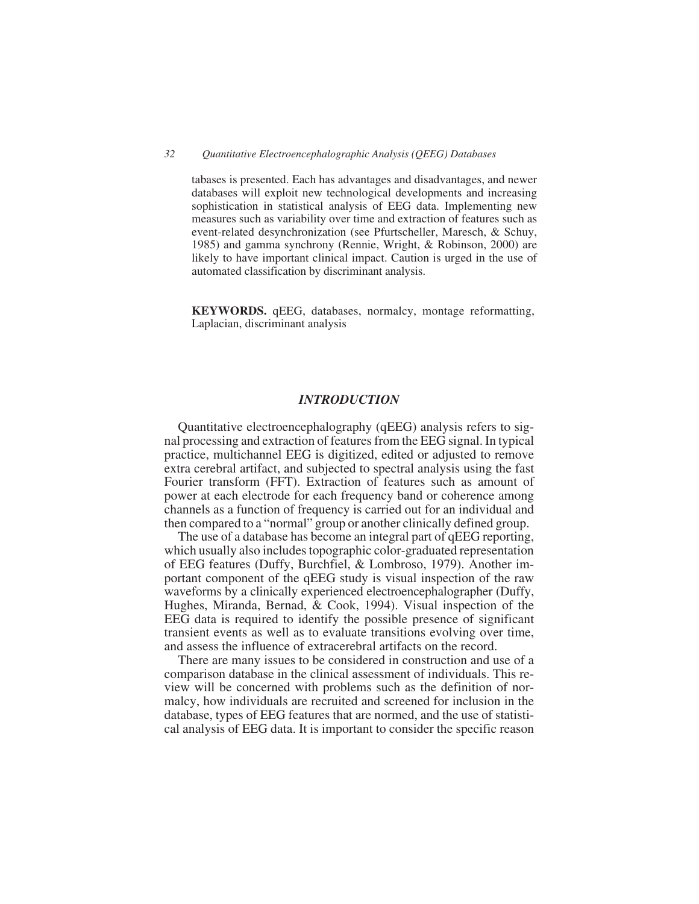tabases is presented. Each has advantages and disadvantages, and newer databases will exploit new technological developments and increasing sophistication in statistical analysis of EEG data. Implementing new measures such as variability over time and extraction of features such as event-related desynchronization (see Pfurtscheller, Maresch, & Schuy, 1985) and gamma synchrony (Rennie, Wright, & Robinson, 2000) are likely to have important clinical impact. Caution is urged in the use of automated classification by discriminant analysis.

**KEYWORDS.** qEEG, databases, normalcy, montage reformatting, Laplacian, discriminant analysis

## *INTRODUCTION*

Quantitative electroencephalography (qEEG) analysis refers to signal processing and extraction of features from the EEG signal. In typical practice, multichannel EEG is digitized, edited or adjusted to remove extra cerebral artifact, and subjected to spectral analysis using the fast Fourier transform (FFT). Extraction of features such as amount of power at each electrode for each frequency band or coherence among channels as a function of frequency is carried out for an individual and then compared to a "normal" group or another clinically defined group.

The use of a database has become an integral part of qEEG reporting, which usually also includes topographic color-graduated representation of EEG features (Duffy, Burchfiel, & Lombroso, 1979). Another important component of the qEEG study is visual inspection of the raw waveforms by a clinically experienced electroencephalographer (Duffy, Hughes, Miranda, Bernad, & Cook, 1994). Visual inspection of the EEG data is required to identify the possible presence of significant transient events as well as to evaluate transitions evolving over time, and assess the influence of extracerebral artifacts on the record.

There are many issues to be considered in construction and use of a comparison database in the clinical assessment of individuals. This review will be concerned with problems such as the definition of normalcy, how individuals are recruited and screened for inclusion in the database, types of EEG features that are normed, and the use of statistical analysis of EEG data. It is important to consider the specific reason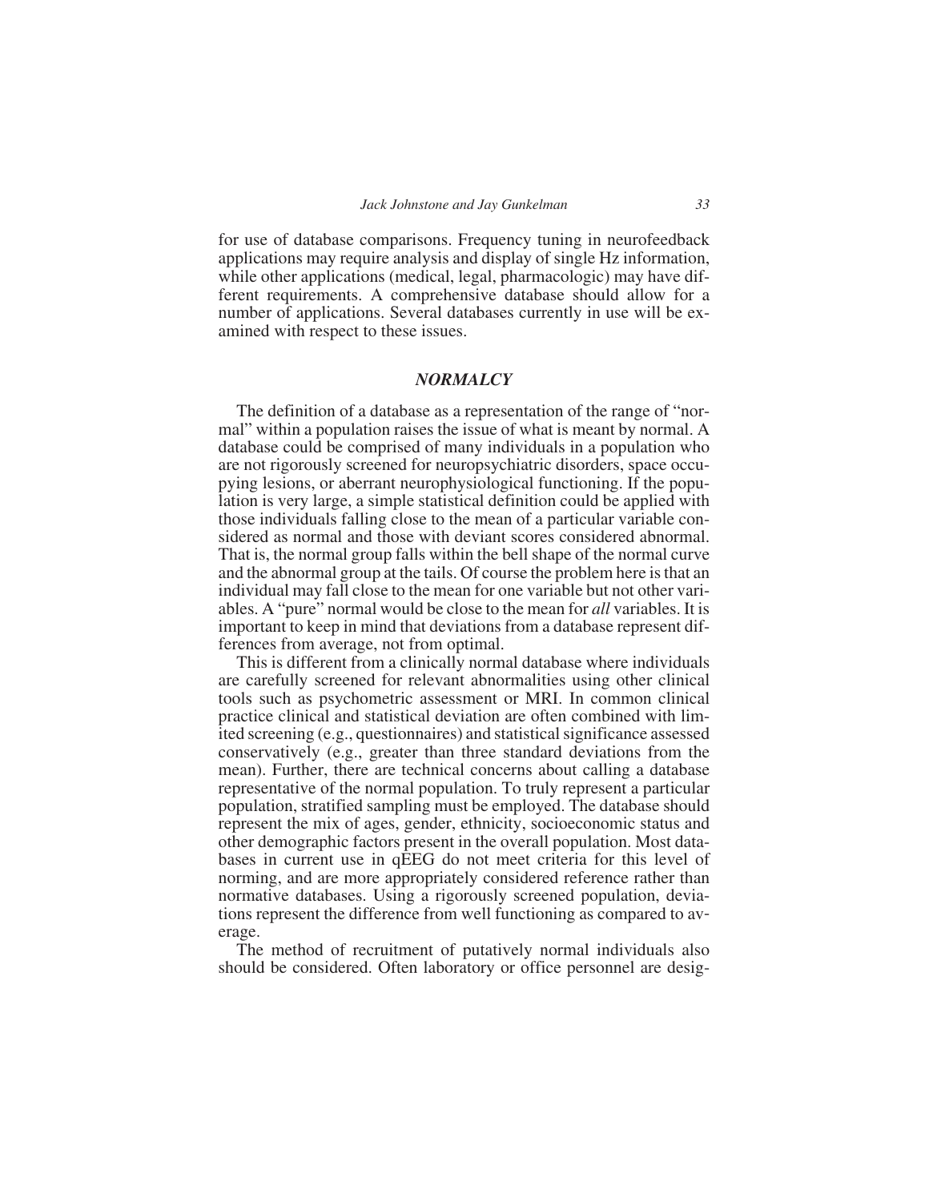for use of database comparisons. Frequency tuning in neurofeedback applications may require analysis and display of single Hz information, while other applications (medical, legal, pharmacologic) may have different requirements. A comprehensive database should allow for a number of applications. Several databases currently in use will be examined with respect to these issues.

## *NORMALCY*

The definition of a database as a representation of the range of "normal" within a population raises the issue of what is meant by normal. A database could be comprised of many individuals in a population who are not rigorously screened for neuropsychiatric disorders, space occupying lesions, or aberrant neurophysiological functioning. If the population is very large, a simple statistical definition could be applied with those individuals falling close to the mean of a particular variable considered as normal and those with deviant scores considered abnormal. That is, the normal group falls within the bell shape of the normal curve and the abnormal group at the tails. Of course the problem here is that an individual may fall close to the mean for one variable but not other variables. A "pure" normal would be close to the mean for *all* variables. It is important to keep in mind that deviations from a database represent differences from average, not from optimal.

This is different from a clinically normal database where individuals are carefully screened for relevant abnormalities using other clinical tools such as psychometric assessment or MRI. In common clinical practice clinical and statistical deviation are often combined with limited screening (e.g., questionnaires) and statistical significance assessed conservatively (e.g., greater than three standard deviations from the mean). Further, there are technical concerns about calling a database representative of the normal population. To truly represent a particular population, stratified sampling must be employed. The database should represent the mix of ages, gender, ethnicity, socioeconomic status and other demographic factors present in the overall population. Most databases in current use in qEEG do not meet criteria for this level of norming, and are more appropriately considered reference rather than normative databases. Using a rigorously screened population, deviations represent the difference from well functioning as compared to average.

The method of recruitment of putatively normal individuals also should be considered. Often laboratory or office personnel are desig-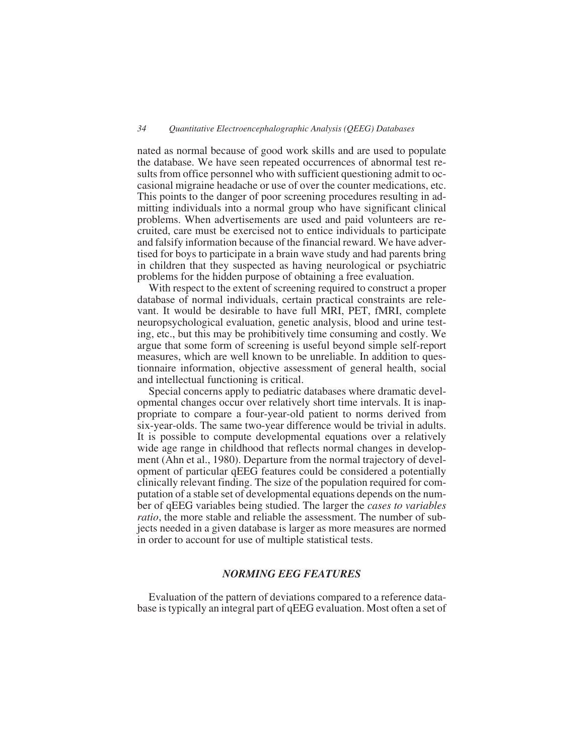nated as normal because of good work skills and are used to populate the database. We have seen repeated occurrences of abnormal test results from office personnel who with sufficient questioning admit to occasional migraine headache or use of over the counter medications, etc. This points to the danger of poor screening procedures resulting in admitting individuals into a normal group who have significant clinical problems. When advertisements are used and paid volunteers are recruited, care must be exercised not to entice individuals to participate and falsify information because of the financial reward. We have advertised for boys to participate in a brain wave study and had parents bring in children that they suspected as having neurological or psychiatric problems for the hidden purpose of obtaining a free evaluation.

With respect to the extent of screening required to construct a proper database of normal individuals, certain practical constraints are relevant. It would be desirable to have full MRI, PET, fMRI, complete neuropsychological evaluation, genetic analysis, blood and urine testing, etc., but this may be prohibitively time consuming and costly. We argue that some form of screening is useful beyond simple self-report measures, which are well known to be unreliable. In addition to questionnaire information, objective assessment of general health, social and intellectual functioning is critical.

Special concerns apply to pediatric databases where dramatic developmental changes occur over relatively short time intervals. It is inappropriate to compare a four-year-old patient to norms derived from six-year-olds. The same two-year difference would be trivial in adults. It is possible to compute developmental equations over a relatively wide age range in childhood that reflects normal changes in development (Ahn et al., 1980). Departure from the normal trajectory of development of particular qEEG features could be considered a potentially clinically relevant finding. The size of the population required for computation of a stable set of developmental equations depends on the number of qEEG variables being studied. The larger the *cases to variables ratio*, the more stable and reliable the assessment. The number of subjects needed in a given database is larger as more measures are normed in order to account for use of multiple statistical tests.

## NORMING EEG FEATURES

Evaluation of the pattern of deviations compared to a reference database is typically an integral part of qEEG evaluation. Most often a set of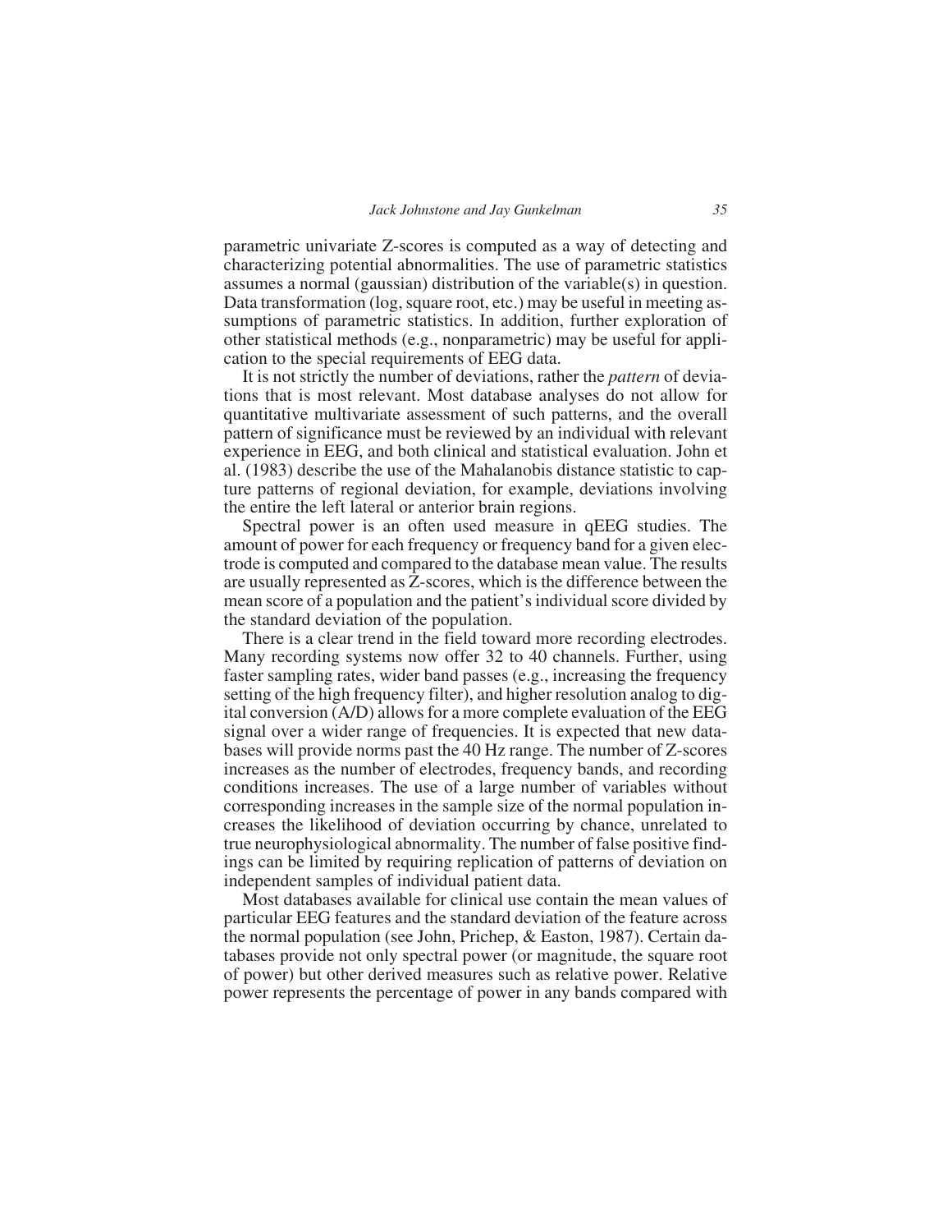parametric univariate Z-scores is computed as a way of detecting and characterizing potential abnormalities. The use of parametric statistics assumes a normal (gaussian) distribution of the variable(s) in question. Data transformation (log, square root, etc.) may be useful in meeting assumptions of parametric statistics. In addition, further exploration of other statistical methods (e.g., nonparametric) may be useful for application to the special requirements of EEG data.

It is not strictly the number of deviations, rather the *pattern* of deviations that is most relevant. Most database analyses do not allow for quantitative multivariate assessment of such patterns, and the overall pattern of significance must be reviewed by an individual with relevant experience in EEG, and both clinical and statistical evaluation. John et al. (1983) describe the use of the Mahalanobis distance statistic to capture patterns of regional deviation, for example, deviations involving the entire the left lateral or anterior brain regions.

Spectral power is an often used measure in qEEG studies. The amount of power for each frequency or frequency band for a given electrode is computed and compared to the database mean value. The results are usually represented as Z-scores, which is the difference between the mean score of a population and the patient's individual score divided by the standard deviation of the population.

There is a clear trend in the field toward more recording electrodes. Many recording systems now offer 32 to 40 channels. Further, using faster sampling rates, wider band passes (e.g., increasing the frequency setting of the high frequency filter), and higher resolution analog to digital conversion (A/D) allows for a more complete evaluation of the EEG signal over a wider range of frequencies. It is expected that new databases will provide norms past the 40 Hz range. The number of Z-scores increases as the number of electrodes, frequency bands, and recording conditions increases. The use of a large number of variables without corresponding increases in the sample size of the normal population increases the likelihood of deviation occurring by chance, unrelated to true neurophysiological abnormality. The number of false positive findings can be limited by requiring replication of patterns of deviation on independent samples of individual patient data.

Most databases available for clinical use contain the mean values of particular EEG features and the standard deviation of the feature across the normal population (see John, Prichep, & Easton, 1987). Certain databases provide not only spectral power (or magnitude, the square root of power) but other derived measures such as relative power. Relative power represents the percentage of power in any bands compared with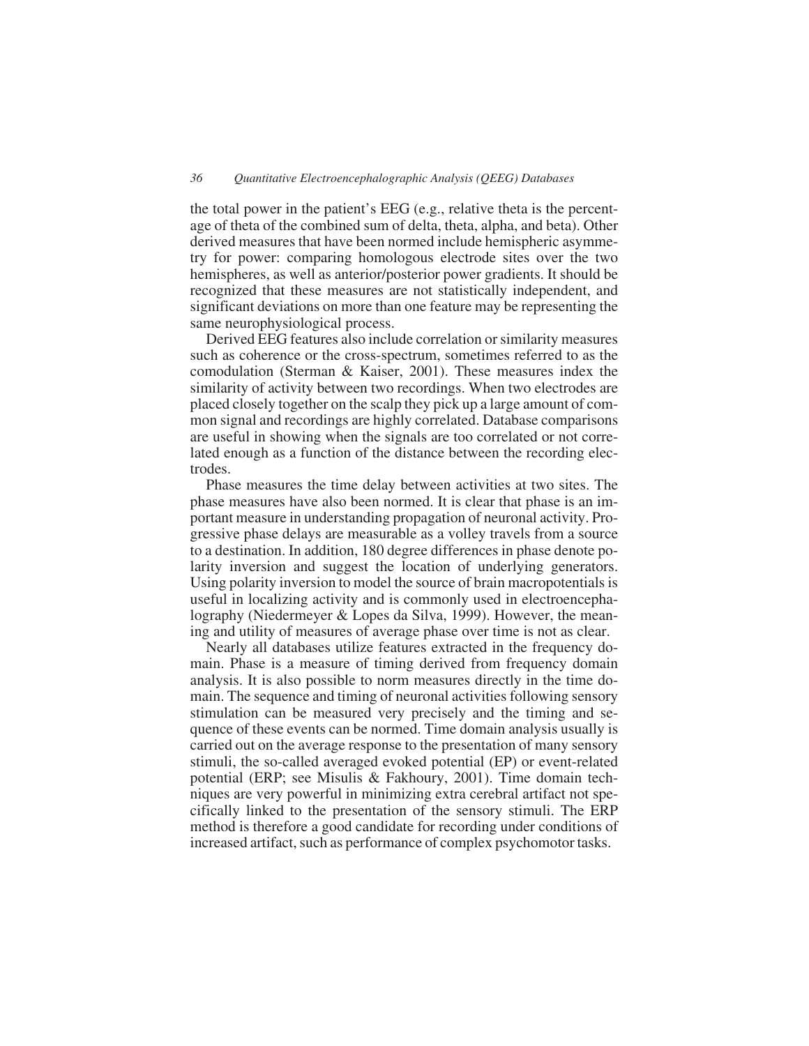the total power in the patient's EEG (e.g., relative theta is the percentage of theta of the combined sum of delta, theta, alpha, and beta). Other derived measures that have been normed include hemispheric asymmetry for power: comparing homologous electrode sites over the two hemispheres, as well as anterior/posterior power gradients. It should be recognized that these measures are not statistically independent, and significant deviations on more than one feature may be representing the same neurophysiological process.

Derived EEG features also include correlation or similarity measures such as coherence or the cross-spectrum, sometimes referred to as the comodulation (Sterman & Kaiser, 2001). These measures index the similarity of activity between two recordings. When two electrodes are placed closely together on the scalp they pick up a large amount of common signal and recordings are highly correlated. Database comparisons are useful in showing when the signals are too correlated or not correlated enough as a function of the distance between the recording electrodes.

Phase measures the time delay between activities at two sites. The phase measures have also been normed. It is clear that phase is an important measure in understanding propagation of neuronal activity. Progressive phase delays are measurable as a volley travels from a source to a destination. In addition, 180 degree differences in phase denote polarity inversion and suggest the location of underlying generators. Using polarity inversion to model the source of brain macropotentials is useful in localizing activity and is commonly used in electroencephalography (Niedermeyer & Lopes da Silva, 1999). However, the meaning and utility of measures of average phase over time is not as clear.

Nearly all databases utilize features extracted in the frequency domain. Phase is a measure of timing derived from frequency domain analysis. It is also possible to norm measures directly in the time domain. The sequence and timing of neuronal activities following sensory stimulation can be measured very precisely and the timing and sequence of these events can be normed. Time domain analysis usually is carried out on the average response to the presentation of many sensory stimuli, the so-called averaged evoked potential (EP) or event-related potential (ERP; see Misulis & Fakhoury, 2001). Time domain techniques are very powerful in minimizing extra cerebral artifact not specifically linked to the presentation of the sensory stimuli. The ERP method is therefore a good candidate for recording under conditions of increased artifact, such as performance of complex psychomotor tasks.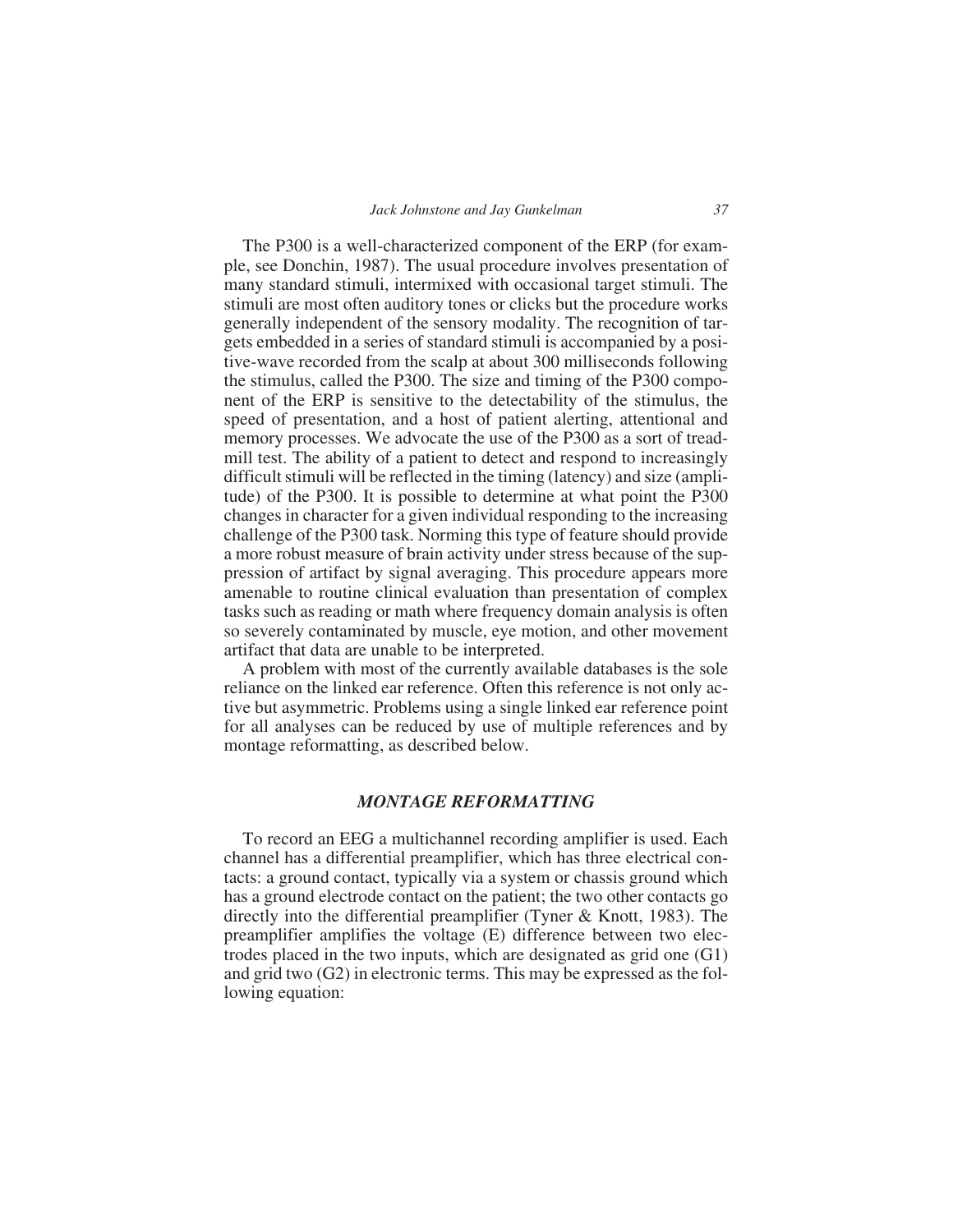The P300 is a well-characterized component of the ERP (for example, see Donchin, 1987). The usual procedure involves presentation of many standard stimuli, intermixed with occasional target stimuli. The stimuli are most often auditory tones or clicks but the procedure works generally independent of the sensory modality. The recognition of targets embedded in a series of standard stimuli is accompanied by a positive-wave recorded from the scalp at about 300 milliseconds following the stimulus, called the P300. The size and timing of the P300 component of the ERP is sensitive to the detectability of the stimulus, the speed of presentation, and a host of patient alerting, attentional and memory processes. We advocate the use of the P300 as a sort of treadmill test. The ability of a patient to detect and respond to increasingly difficult stimuli will be reflected in the timing (latency) and size (amplitude) of the P300. It is possible to determine at what point the P300 changes in character for a given individual responding to the increasing challenge of the P300 task. Norming this type of feature should provide a more robust measure of brain activity under stress because of the suppression of artifact by signal averaging. This procedure appears more amenable to routine clinical evaluation than presentation of complex tasks such as reading or math where frequency domain analysis is often so severely contaminated by muscle, eye motion, and other movement artifact that data are unable to be interpreted.

A problem with most of the currently available databases is the sole reliance on the linked ear reference. Often this reference is not only active but asymmetric. Problems using a single linked ear reference point for all analyses can be reduced by use of multiple references and by montage reformatting, as described below.

## *MONTAGE REFORMATTING*

To record an EEG a multichannel recording amplifier is used. Each channel has a differential preamplifier, which has three electrical contacts: a ground contact, typically via a system or chassis ground which has a ground electrode contact on the patient; the two other contacts go directly into the differential preamplifier (Tyner & Knott, 1983). The preamplifier amplifies the voltage (E) difference between two electrodes placed in the two inputs, which are designated as grid one (G1) and grid two (G2) in electronic terms. This may be expressed as the following equation: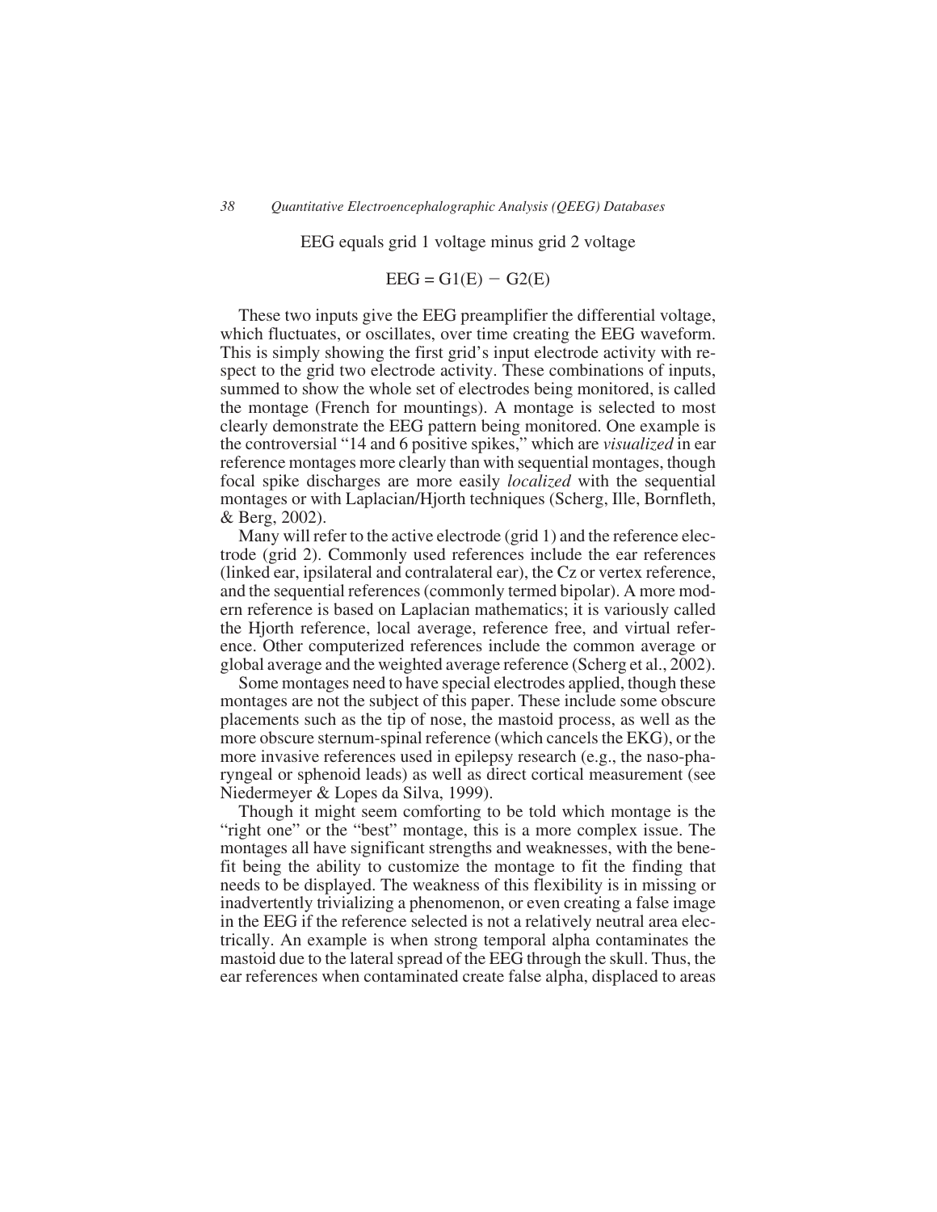EEG equals grid 1 voltage minus grid 2 voltage

$$EEG = G1(E) - G2(E)$$

These two inputs give the EEG preamplifier the differential voltage, which fluctuates, or oscillates, over time creating the EEG waveform. This is simply showing the first grid's input electrode activity with respect to the grid two electrode activity. These combinations of inputs, summed to show the whole set of electrodes being monitored, is called the montage (French for mountings). A montage is selected to most clearly demonstrate the EEG pattern being monitored. One example is the controversial "14 and 6 positive spikes," which are *visualized* in ear reference montages more clearly than with sequential montages, though focal spike discharges are more easily *localized* with the sequential montages or with Laplacian/Hjorth techniques (Scherg, Ille, Bornfleth, & Berg, 2002).

Many will refer to the active electrode (grid 1) and the reference electrode (grid 2). Commonly used references include the ear references (linked ear, ipsilateral and contralateral ear), the Cz or vertex reference, and the sequential references (commonly termed bipolar). A more modern reference is based on Laplacian mathematics; it is variously called the Hjorth reference, local average, reference free, and virtual reference. Other computerized references include the common average or global average and the weighted average reference (Scherg et al., 2002).

Some montages need to have special electrodes applied, though these montages are not the subject of this paper. These include some obscure placements such as the tip of nose, the mastoid process, as well as the more obscure sternum-spinal reference (which cancels the EKG), or the more invasive references used in epilepsy research (e.g., the naso-pharyngeal or sphenoid leads) as well as direct cortical measurement (see Niedermeyer & Lopes da Silva, 1999).

Though it might seem comforting to be told which montage is the "right one" or the "best" montage, this is a more complex issue. The montages all have significant strengths and weaknesses, with the benefit being the ability to customize the montage to fit the finding that needs to be displayed. The weakness of this flexibility is in missing or inadvertently trivializing a phenomenon, or even creating a false image in the EEG if the reference selected is not a relatively neutral area electrically. An example is when strong temporal alpha contaminates the mastoid due to the lateral spread of the EEG through the skull. Thus, the ear references when contaminated create false alpha, displaced to areas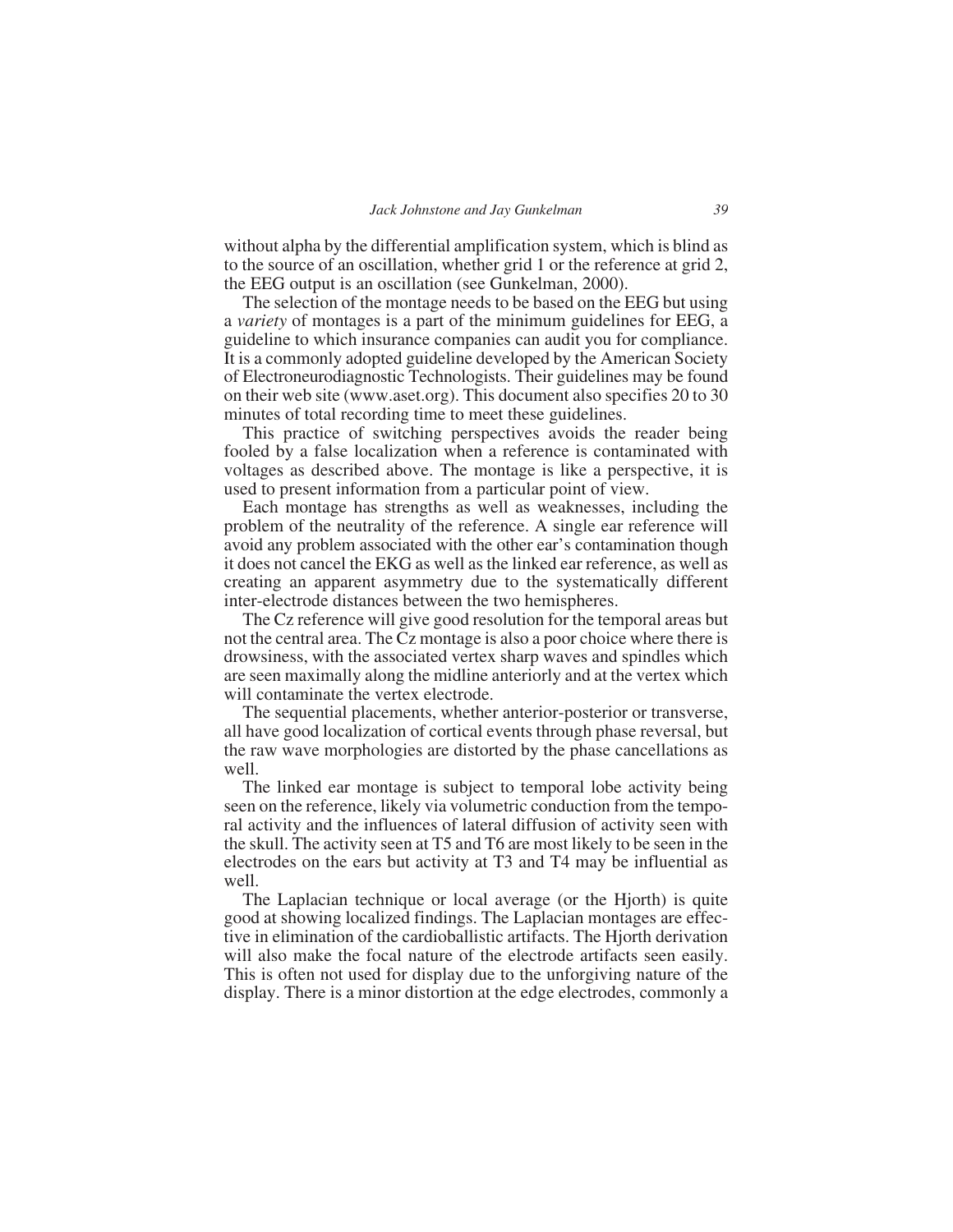without alpha by the differential amplification system, which is blind as to the source of an oscillation, whether grid 1 or the reference at grid 2, the EEG output is an oscillation (see Gunkelman, 2000).

The selection of the montage needs to be based on the EEG but using a *variety* of montages is a part of the minimum guidelines for EEG, a guideline to which insurance companies can audit you for compliance. It is a commonly adopted guideline developed by the American Society of Electroneurodiagnostic Technologists. Their guidelines may be found on their web site (www.aset.org). This document also specifies 20 to 30 minutes of total recording time to meet these guidelines.

This practice of switching perspectives avoids the reader being fooled by a false localization when a reference is contaminated with voltages as described above. The montage is like a perspective, it is used to present information from a particular point of view.

Each montage has strengths as well as weaknesses, including the problem of the neutrality of the reference. A single ear reference will avoid any problem associated with the other ear's contamination though it does not cancel the EKG as well as the linked ear reference, as well as creating an apparent asymmetry due to the systematically different inter-electrode distances between the two hemispheres.

The Cz reference will give good resolution for the temporal areas but not the central area. The Cz montage is also a poor choice where there is drowsiness, with the associated vertex sharp waves and spindles which are seen maximally along the midline anteriorly and at the vertex which will contaminate the vertex electrode.

The sequential placements, whether anterior-posterior or transverse, all have good localization of cortical events through phase reversal, but the raw wave morphologies are distorted by the phase cancellations as well.

The linked ear montage is subject to temporal lobe activity being seen on the reference, likely via volumetric conduction from the temporal activity and the influences of lateral diffusion of activity seen with the skull. The activity seen at T5 and T6 are most likely to be seen in the electrodes on the ears but activity at T3 and T4 may be influential as well.

The Laplacian technique or local average (or the Hjorth) is quite good at showing localized findings. The Laplacian montages are effective in elimination of the cardioballistic artifacts. The Hjorth derivation will also make the focal nature of the electrode artifacts seen easily. This is often not used for display due to the unforgiving nature of the display. There is a minor distortion at the edge electrodes, commonly a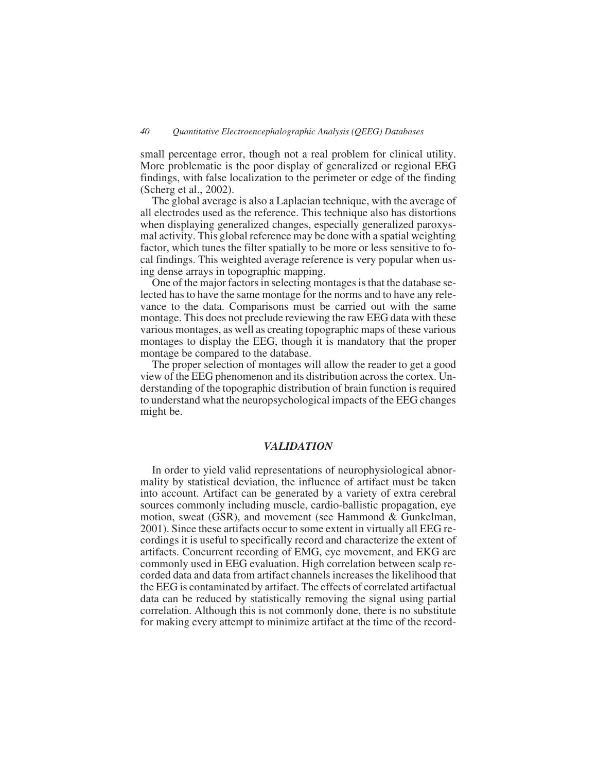small percentage error, though not a real problem for clinical utility. More problematic is the poor display of generalized or regional EEG findings, with false localization to the perimeter or edge of the finding (Scherg et al., 2002).

The global average is also a Laplacian technique, with the average of all electrodes used as the reference. This technique also has distortions when displaying generalized changes, especially generalized paroxysmal activity. This global reference may be done with a spatial weighting factor, which tunes the filter spatially to be more or less sensitive to focal findings. This weighted average reference is very popular when using dense arrays in topographic mapping.

One of the major factors in selecting montages is that the database selected has to have the same montage for the norms and to have any relevance to the data. Comparisons must be carried out with the same montage. This does not preclude reviewing the raw EEG data with these various montages, as well as creating topographic maps of these various montages to display the EEG, though it is mandatory that the proper montage be compared to the database.

The proper selection of montages will allow the reader to get a good view of the EEG phenomenon and its distribution across the cortex. Understanding of the topographic distribution of brain function is required to understand what the neuropsychological impacts of the EEG changes might be.

## *VALIDATION*

In order to yield valid representations of neurophysiological abnormality by statistical deviation, the influence of artifact must be taken into account. Artifact can be generated by a variety of extra cerebral sources commonly including muscle, cardio-ballistic propagation, eye motion, sweat (GSR), and movement (see Hammond & Gunkelman, 2001). Since these artifacts occur to some extent in virtually all EEG recordings it is useful to specifically record and characterize the extent of artifacts. Concurrent recording of EMG, eye movement, and EKG are commonly used in EEG evaluation. High correlation between scalp recorded data and data from artifact channels increases the likelihood that the EEG is contaminated by artifact. The effects of correlated artifactual data can be reduced by statistically removing the signal using partial correlation. Although this is not commonly done, there is no substitute for making every attempt to minimize artifact at the time of the record-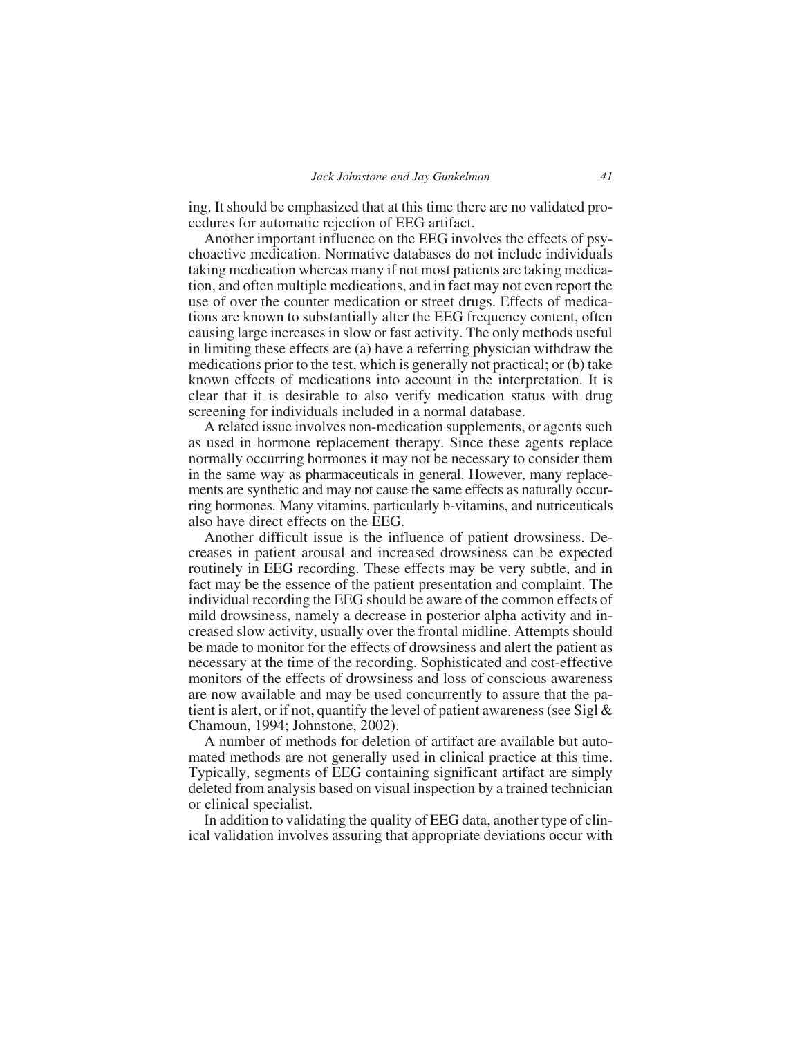ing. It should be emphasized that at this time there are no validated procedures for automatic rejection of EEG artifact.

Another important influence on the EEG involves the effects of psychoactive medication. Normative databases do not include individuals taking medication whereas many if not most patients are taking medication, and often multiple medications, and in fact may not even report the use of over the counter medication or street drugs. Effects of medications are known to substantially alter the EEG frequency content, often causing large increases in slow or fast activity. The only methods useful in limiting these effects are (a) have a referring physician withdraw the medications prior to the test, which is generally not practical; or (b) take known effects of medications into account in the interpretation. It is clear that it is desirable to also verify medication status with drug screening for individuals included in a normal database.

A related issue involves non-medication supplements, or agents such as used in hormone replacement therapy. Since these agents replace normally occurring hormones it may not be necessary to consider them in the same way as pharmaceuticals in general. However, many replacements are synthetic and may not cause the same effects as naturally occurring hormones. Many vitamins, particularly b-vitamins, and nutriceuticals also have direct effects on the EEG.

Another difficult issue is the influence of patient drowsiness. Decreases in patient arousal and increased drowsiness can be expected routinely in EEG recording. These effects may be very subtle, and in fact may be the essence of the patient presentation and complaint. The individual recording the EEG should be aware of the common effects of mild drowsiness, namely a decrease in posterior alpha activity and increased slow activity, usually over the frontal midline. Attempts should be made to monitor for the effects of drowsiness and alert the patient as necessary at the time of the recording. Sophisticated and cost-effective monitors of the effects of drowsiness and loss of conscious awareness are now available and may be used concurrently to assure that the patient is alert, or if not, quantify the level of patient awareness (see Sigl & Chamoun, 1994; Johnstone, 2002).

A number of methods for deletion of artifact are available but automated methods are not generally used in clinical practice at this time. Typically, segments of EEG containing significant artifact are simply deleted from analysis based on visual inspection by a trained technician or clinical specialist.

In addition to validating the quality of EEG data, another type of clinical validation involves assuring that appropriate deviations occur with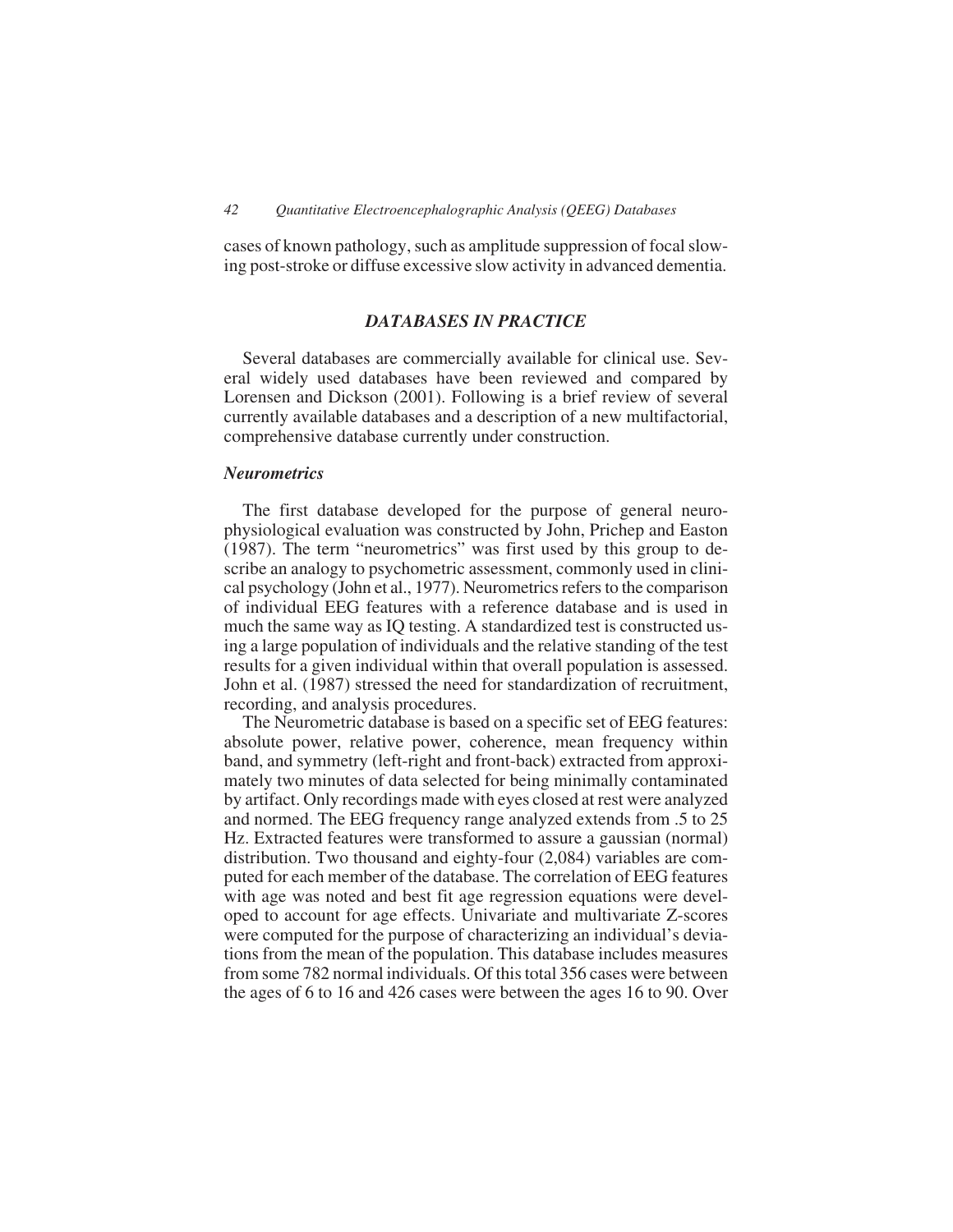cases of known pathology, such as amplitude suppression of focal slowing post-stroke or diffuse excessive slow activity in advanced dementia.

## *DATABASES IN PRACTICE*

Several databases are commercially available for clinical use. Several widely used databases have been reviewed and compared by Lorensen and Dickson (2001). Following is a brief review of several currently available databases and a description of a new multifactorial, comprehensive database currently under construction.

### *Neurometrics*

The first database developed for the purpose of general neurophysiological evaluation was constructed by John, Prichep and Easton (1987). The term "neurometrics" was first used by this group to describe an analogy to psychometric assessment, commonly used in clinical psychology (John et al., 1977). Neurometrics refers to the comparison of individual EEG features with a reference database and is used in much the same way as IQ testing. A standardized test is constructed using a large population of individuals and the relative standing of the test results for a given individual within that overall population is assessed. John et al. (1987) stressed the need for standardization of recruitment, recording, and analysis procedures.

The Neurometric database is based on a specific set of EEG features: absolute power, relative power, coherence, mean frequency within band, and symmetry (left-right and front-back) extracted from approximately two minutes of data selected for being minimally contaminated by artifact. Only recordings made with eyes closed at rest were analyzed and normed. The EEG frequency range analyzed extends from .5 to 25 Hz. Extracted features were transformed to assure a gaussian (normal) distribution. Two thousand and eighty-four (2,084) variables are computed for each member of the database. The correlation of EEG features with age was noted and best fit age regression equations were developed to account for age effects. Univariate and multivariate Z-scores were computed for the purpose of characterizing an individual's deviations from the mean of the population. This database includes measures from some 782 normal individuals. Of this total 356 cases were between the ages of 6 to 16 and 426 cases were between the ages 16 to 90. Over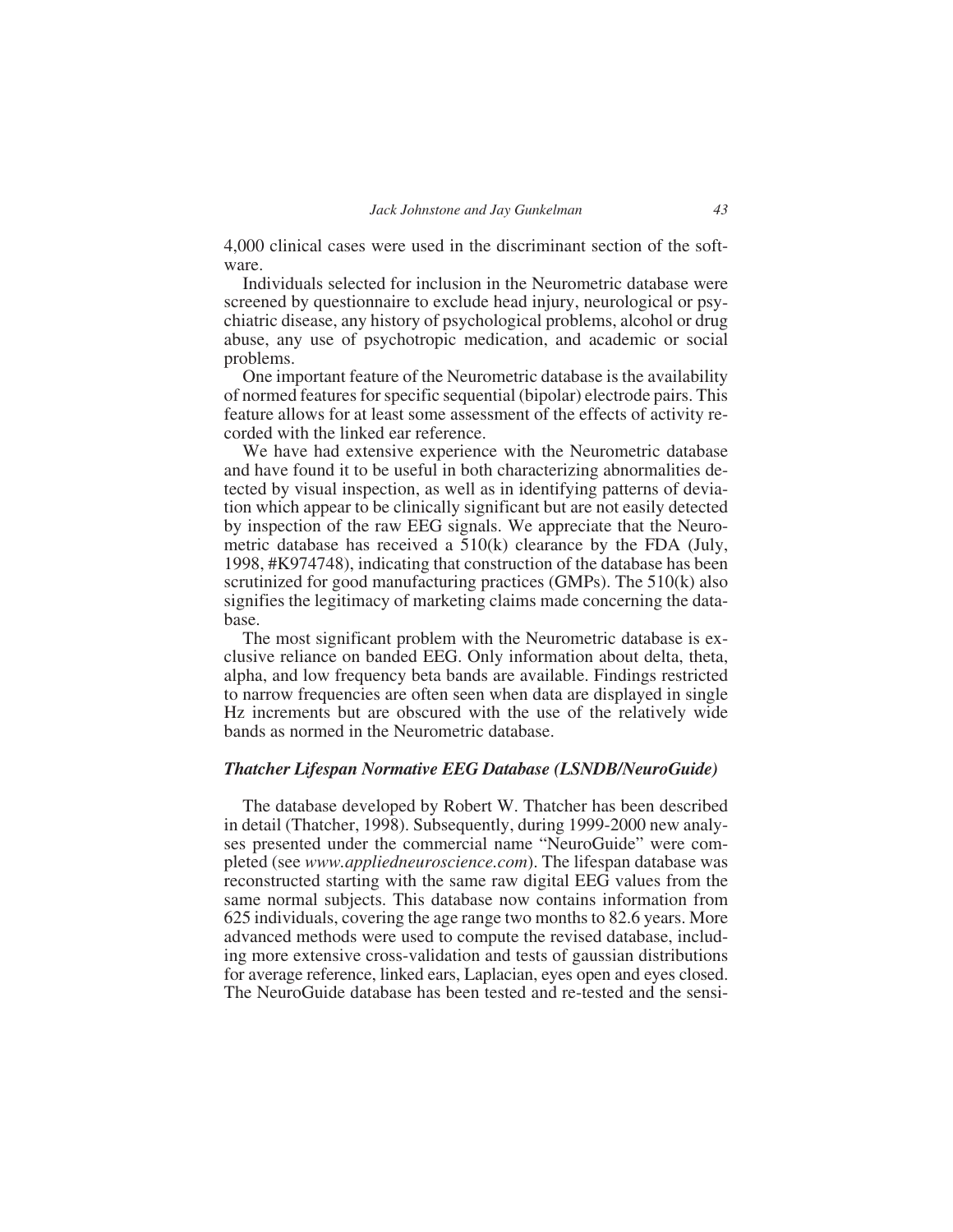4,000 clinical cases were used in the discriminant section of the software.

Individuals selected for inclusion in the Neurometric database were screened by questionnaire to exclude head injury, neurological or psychiatric disease, any history of psychological problems, alcohol or drug abuse, any use of psychotropic medication, and academic or social problems.

One important feature of the Neurometric database is the availability of normed features for specific sequential (bipolar) electrode pairs. This feature allows for at least some assessment of the effects of activity recorded with the linked ear reference.

We have had extensive experience with the Neurometric database and have found it to be useful in both characterizing abnormalities detected by visual inspection, as well as in identifying patterns of deviation which appear to be clinically significant but are not easily detected by inspection of the raw EEG signals. We appreciate that the Neurometric database has received a 510(k) clearance by the FDA (July, 1998, #K974748), indicating that construction of the database has been scrutinized for good manufacturing practices (GMPs). The 510(k) also signifies the legitimacy of marketing claims made concerning the database.

The most significant problem with the Neurometric database is exclusive reliance on banded EEG. Only information about delta, theta, alpha, and low frequency beta bands are available. Findings restricted to narrow frequencies are often seen when data are displayed in single Hz increments but are obscured with the use of the relatively wide bands as normed in the Neurometric database.

### *Thatcher Lifespan Normative EEG Database (LSNDB/NeuroGuide)*

The database developed by Robert W. Thatcher has been described in detail (Thatcher, 1998). Subsequently, during 1999-2000 new analyses presented under the commercial name "NeuroGuide" were completed (see *www.appliedneuroscience.com*). The lifespan database was reconstructed starting with the same raw digital EEG values from the same normal subjects. This database now contains information from 625 individuals, covering the age range two months to 82.6 years. More advanced methods were used to compute the revised database, including more extensive cross-validation and tests of gaussian distributions for average reference, linked ears, Laplacian, eyes open and eyes closed. The NeuroGuide database has been tested and re-tested and the sensi-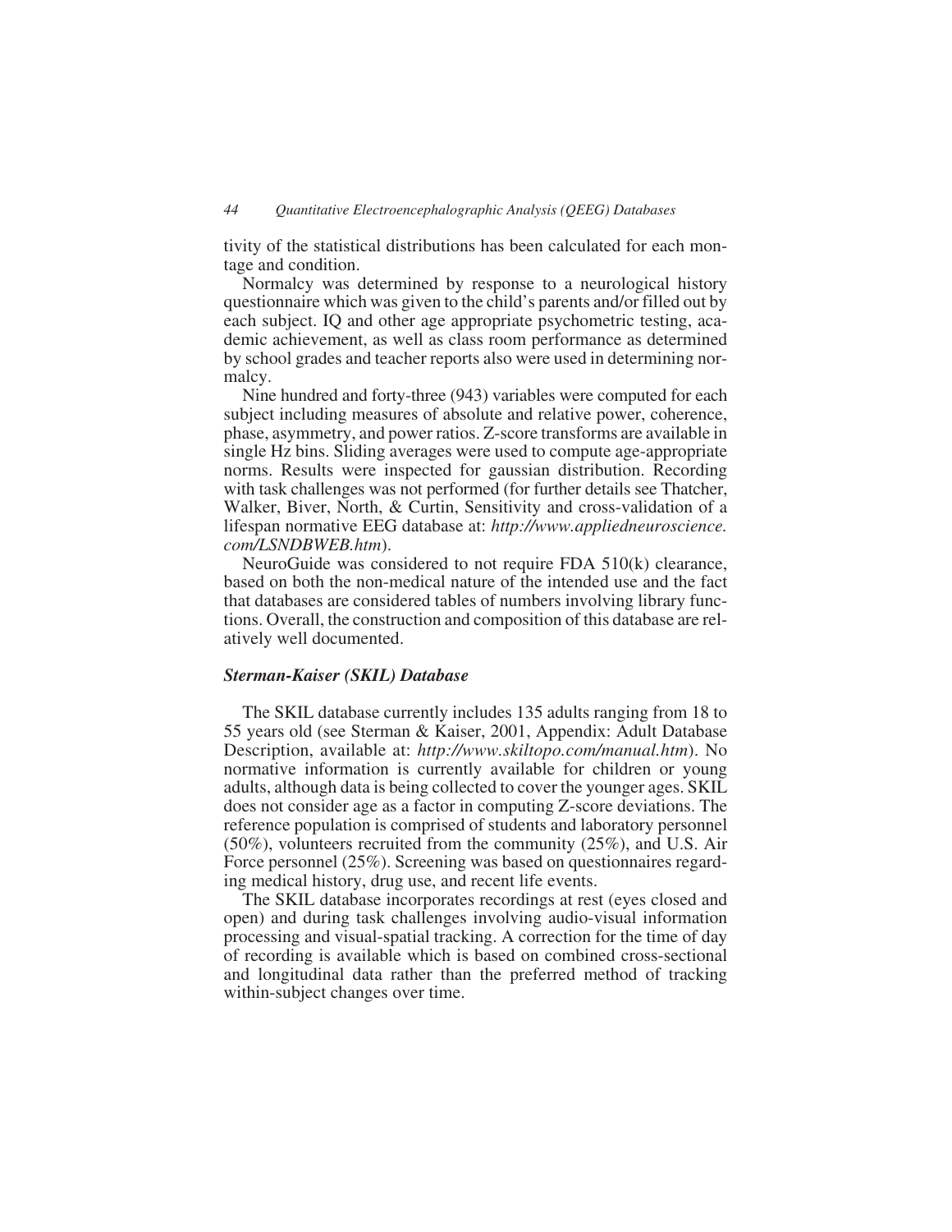tivity of the statistical distributions has been calculated for each montage and condition.

Normalcy was determined by response to a neurological history questionnaire which was given to the child's parents and/or filled out by each subject. IQ and other age appropriate psychometric testing, academic achievement, as well as class room performance as determined by school grades and teacher reports also were used in determining normalcy.

Nine hundred and forty-three (943) variables were computed for each subject including measures of absolute and relative power, coherence, phase, asymmetry, and power ratios. Z-score transforms are available in single Hz bins. Sliding averages were used to compute age-appropriate norms. Results were inspected for gaussian distribution. Recording with task challenges was not performed (for further details see Thatcher, Walker, Biver, North, & Curtin, Sensitivity and cross-validation of a lifespan normative EEG database at: *http://www.appliedneuroscience.com/LSNDBWEB.htm*).

NeuroGuide was considered to not require FDA 510(k) clearance, based on both the non-medical nature of the intended use and the fact that databases are considered tables of numbers involving library functions. Overall, the construction and composition of this database are relatively well documented.

### *Sterman-Kaiser (SKIL) Database*

The SKIL database currently includes 135 adults ranging from 18 to 55 years old (see Sterman & Kaiser, 2001, Appendix: Adult Database Description, available at: *http://www.skiltopo.com/manual.htm*). No normative information is currently available for children or young adults, although data is being collected to cover the younger ages. SKIL does not consider age as a factor in computing Z-score deviations. The reference population is comprised of students and laboratory personnel (50%), volunteers recruited from the community (25%), and U.S. Air Force personnel (25%). Screening was based on questionnaires regarding medical history, drug use, and recent life events.

The SKIL database incorporates recordings at rest (eyes closed and open) and during task challenges involving audio-visual information processing and visual-spatial tracking. A correction for the time of day of recording is available which is based on combined cross-sectional and longitudinal data rather than the preferred method of tracking within-subject changes over time.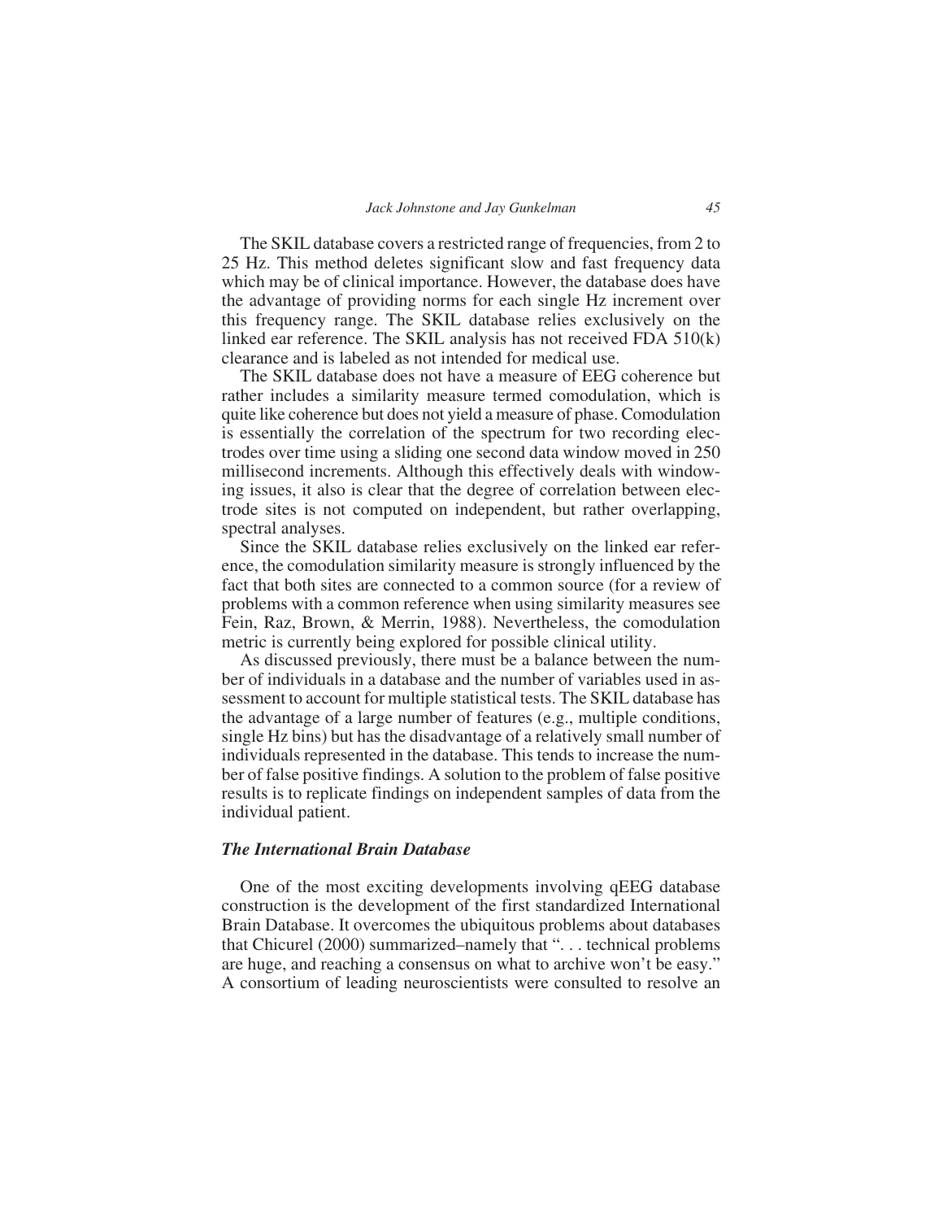The SKIL database covers a restricted range of frequencies, from 2 to 25 Hz. This method deletes significant slow and fast frequency data which may be of clinical importance. However, the database does have the advantage of providing norms for each single Hz increment over this frequency range. The SKIL database relies exclusively on the linked ear reference. The SKIL analysis has not received FDA 510(k) clearance and is labeled as not intended for medical use.

The SKIL database does not have a measure of EEG coherence but rather includes a similarity measure termed comodulation, which is quite like coherence but does not yield a measure of phase. Comodulation is essentially the correlation of the spectrum for two recording electrodes over time using a sliding one second data window moved in 250 millisecond increments. Although this effectively deals with windowing issues, it also is clear that the degree of correlation between electrode sites is not computed on independent, but rather overlapping, spectral analyses.

Since the SKIL database relies exclusively on the linked ear reference, the comodulation similarity measure is strongly influenced by the fact that both sites are connected to a common source (for a review of problems with a common reference when using similarity measures see Fein, Raz, Brown, & Merrin, 1988). Nevertheless, the comodulation metric is currently being explored for possible clinical utility.

As discussed previously, there must be a balance between the number of individuals in a database and the number of variables used in assessment to account for multiple statistical tests. The SKIL database has the advantage of a large number of features (e.g., multiple conditions, single Hz bins) but has the disadvantage of a relatively small number of individuals represented in the database. This tends to increase the number of false positive findings. A solution to the problem of false positive results is to replicate findings on independent samples of data from the individual patient.

### *The International Brain Database*

One of the most exciting developments involving qEEG database construction is the development of the first standardized International Brain Database. It overcomes the ubiquitous problems about databases that Chicurel (2000) summarized–namely that ". . . technical problems are huge, and reaching a consensus on what to archive won't be easy." A consortium of leading neuroscientists were consulted to resolve an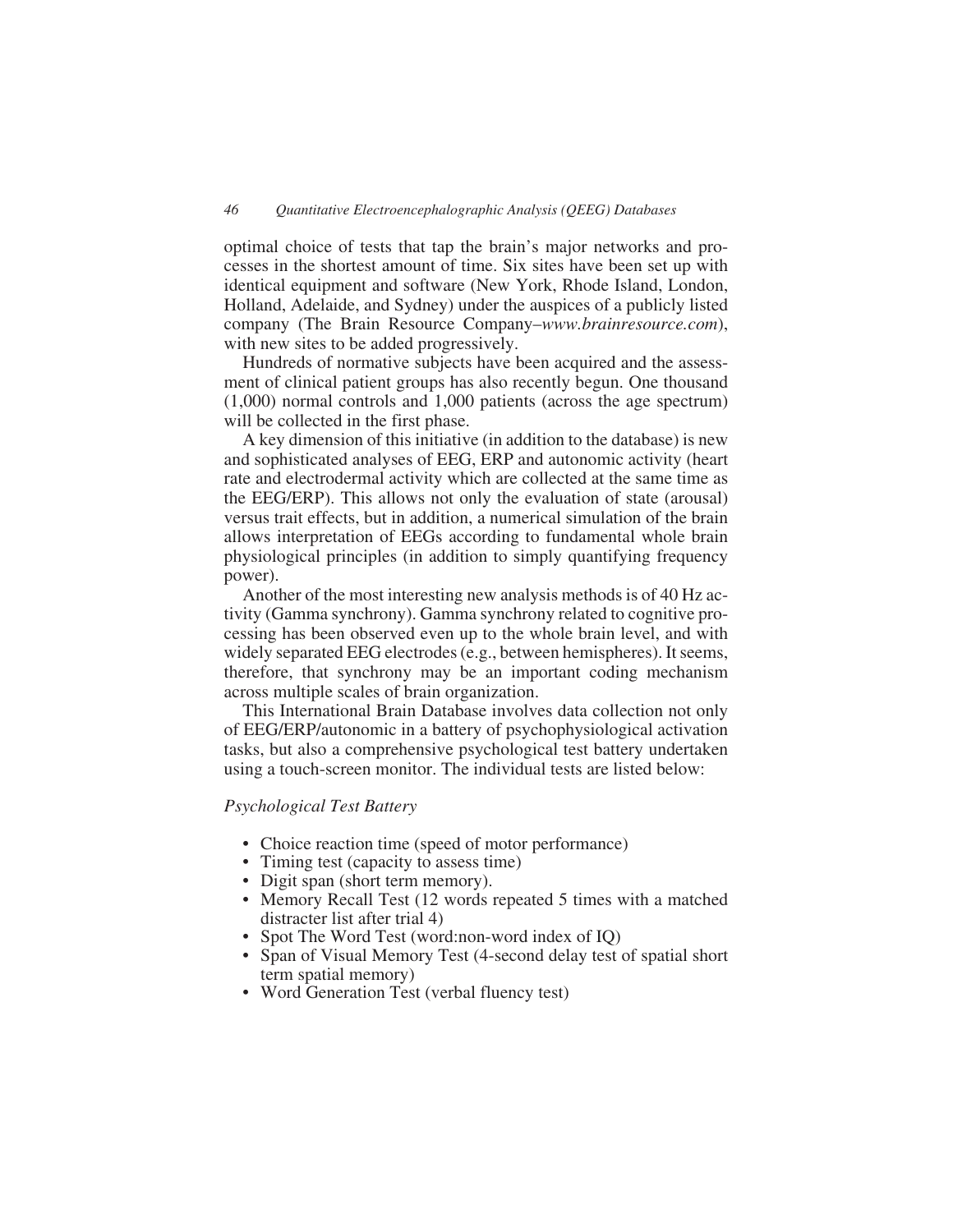optimal choice of tests that tap the brain's major networks and processes in the shortest amount of time. Six sites have been set up with identical equipment and software (New York, Rhode Island, London, Holland, Adelaide, and Sydney) under the auspices of a publicly listed company (The Brain Resource Company–*www.brainresource.com*), with new sites to be added progressively.

Hundreds of normative subjects have been acquired and the assessment of clinical patient groups has also recently begun. One thousand (1,000) normal controls and 1,000 patients (across the age spectrum) will be collected in the first phase.

A key dimension of this initiative (in addition to the database) is new and sophisticated analyses of EEG, ERP and autonomic activity (heart rate and electrodermal activity which are collected at the same time as the EEG/ERP). This allows not only the evaluation of state (arousal) versus trait effects, but in addition, a numerical simulation of the brain allows interpretation of EEGs according to fundamental whole brain physiological principles (in addition to simply quantifying frequency power).

Another of the most interesting new analysis methods is of 40 Hz activity (Gamma synchrony). Gamma synchrony related to cognitive processing has been observed even up to the whole brain level, and with widely separated EEG electrodes (e.g., between hemispheres). It seems, therefore, that synchrony may be an important coding mechanism across multiple scales of brain organization.

This International Brain Database involves data collection not only of EEG/ERP/autonomic in a battery of psychophysiological activation tasks, but also a comprehensive psychological test battery undertaken using a touch-screen monitor. The individual tests are listed below:

*Psychological Test Battery*

- Choice reaction time (speed of motor performance)
- Timing test (capacity to assess time)
- Digit span (short term memory).
- Memory Recall Test (12 words repeated 5 times with a matched distracter list after trial 4)
- Spot The Word Test (word:non-word index of IQ)
- Span of Visual Memory Test (4-second delay test of spatial short term spatial memory)
- Word Generation Test (verbal fluency test)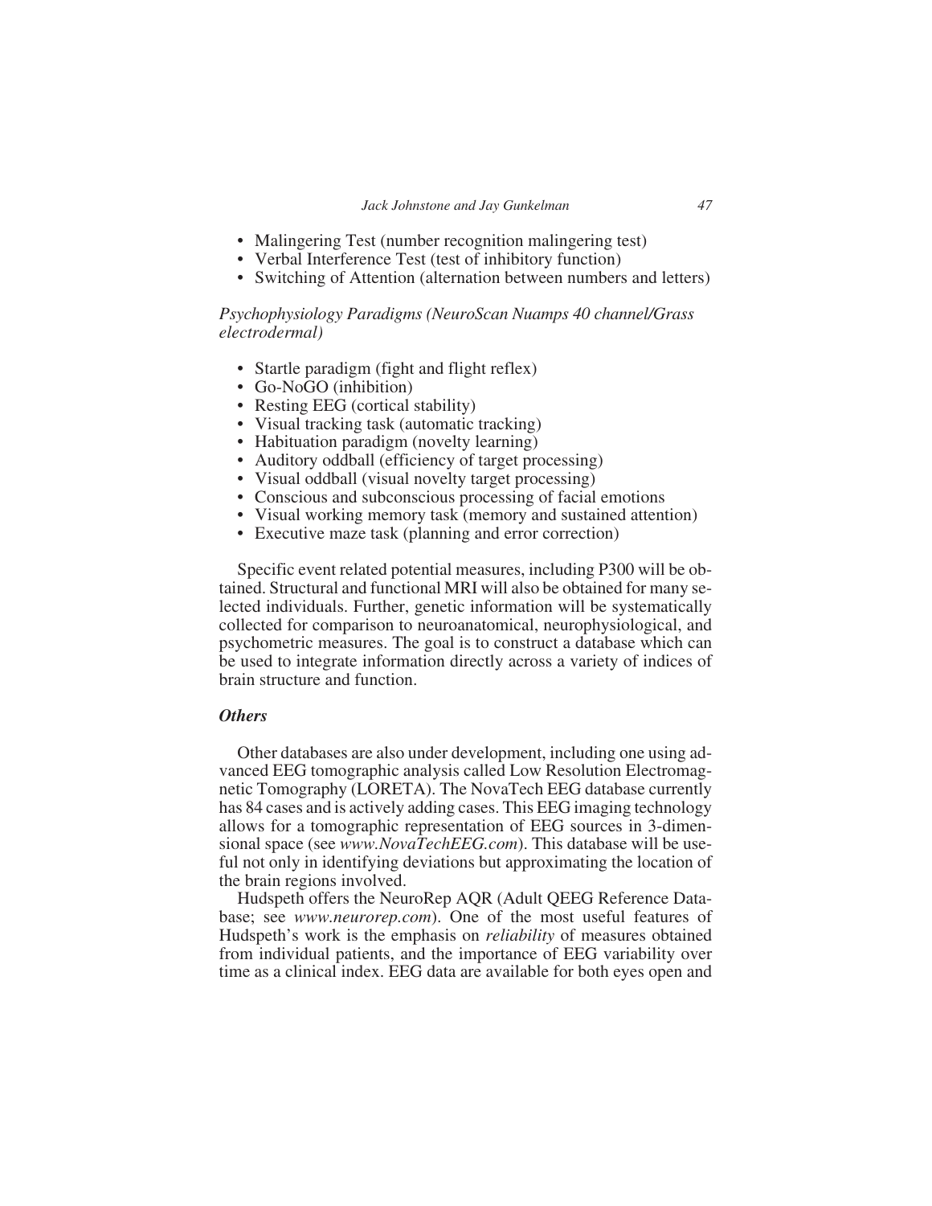- Malingering Test (number recognition malingering test)
- Verbal Interference Test (test of inhibitory function)
- Switching of Attention (alternation between numbers and letters)

*Psychophysiology Paradigms (NeuroScan Nuamps 40 channel/Grass electrodermal)*

- Startle paradigm (fight and flight reflex)
- Go-NoGO (inhibition)
- Resting EEG (cortical stability)
- Visual tracking task (automatic tracking)
- Habituation paradigm (novelty learning)
- Auditory oddball (efficiency of target processing)
- Visual oddball (visual novelty target processing)
- Conscious and subconscious processing of facial emotions
- Visual working memory task (memory and sustained attention)
- Executive maze task (planning and error correction)

Specific event related potential measures, including P300 will be obtained. Structural and functional MRI will also be obtained for many selected individuals. Further, genetic information will be systematically collected for comparison to neuroanatomical, neurophysiological, and psychometric measures. The goal is to construct a database which can be used to integrate information directly across a variety of indices of brain structure and function.

### *Others*

Other databases are also under development, including one using advanced EEG tomographic analysis called Low Resolution Electromagnetic Tomography (LORETA). The NovaTech EEG database currently has 84 cases and is actively adding cases. This EEG imaging technology allows for a tomographic representation of EEG sources in 3-dimensional space (see *www.NovaTechEEG.com*). This database will be useful not only in identifying deviations but approximating the location of the brain regions involved.

Hudspeth offers the NeuroRep AQR (Adult QEEG Reference Database; see *www.neurorep.com*). One of the most useful features of Hudspeth's work is the emphasis on *reliability* of measures obtained from individual patients, and the importance of EEG variability over time as a clinical index. EEG data are available for both eyes open and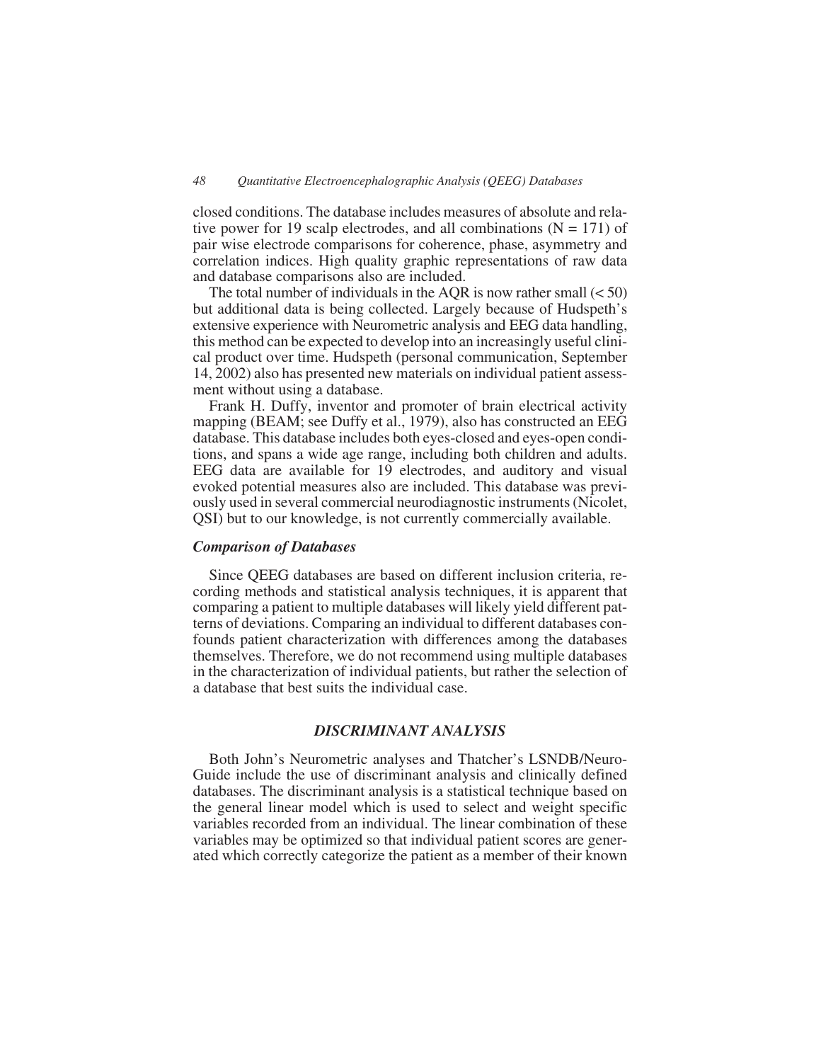closed conditions. The database includes measures of absolute and relative power for 19 scalp electrodes, and all combinations (N = 171) of pair wise electrode comparisons for coherence, phase, asymmetry and correlation indices. High quality graphic representations of raw data and database comparisons also are included.

The total number of individuals in the AQR is now rather small (< 50) but additional data is being collected. Largely because of Hudspeth's extensive experience with Neurometric analysis and EEG data handling, this method can be expected to develop into an increasingly useful clinical product over time. Hudspeth (personal communication, September 14, 2002) also has presented new materials on individual patient assessment without using a database.

Frank H. Duffy, inventor and promoter of brain electrical activity mapping (BEAM; see Duffy et al., 1979), also has constructed an EEG database. This database includes both eyes-closed and eyes-open conditions, and spans a wide age range, including both children and adults. EEG data are available for 19 electrodes, and auditory and visual evoked potential measures also are included. This database was previously used in several commercial neurodiagnostic instruments (Nicolet, QSI) but to our knowledge, is not currently commercially available.

### *Comparison of Databases*

Since QEEG databases are based on different inclusion criteria, recording methods and statistical analysis techniques, it is apparent that comparing a patient to multiple databases will likely yield different patterns of deviations. Comparing an individual to different databases confounds patient characterization with differences among the databases themselves. Therefore, we do not recommend using multiple databases in the characterization of individual patients, but rather the selection of a database that best suits the individual case.

## *DISCRIMINANT ANALYSIS*

Both John's Neurometric analyses and Thatcher's LSNDB/NeuroGuide include the use of discriminant analysis and clinically defined databases. The discriminant analysis is a statistical technique based on the general linear model which is used to select and weight specific variables recorded from an individual. The linear combination of these variables may be optimized so that individual patient scores are generated which correctly categorize the patient as a member of their known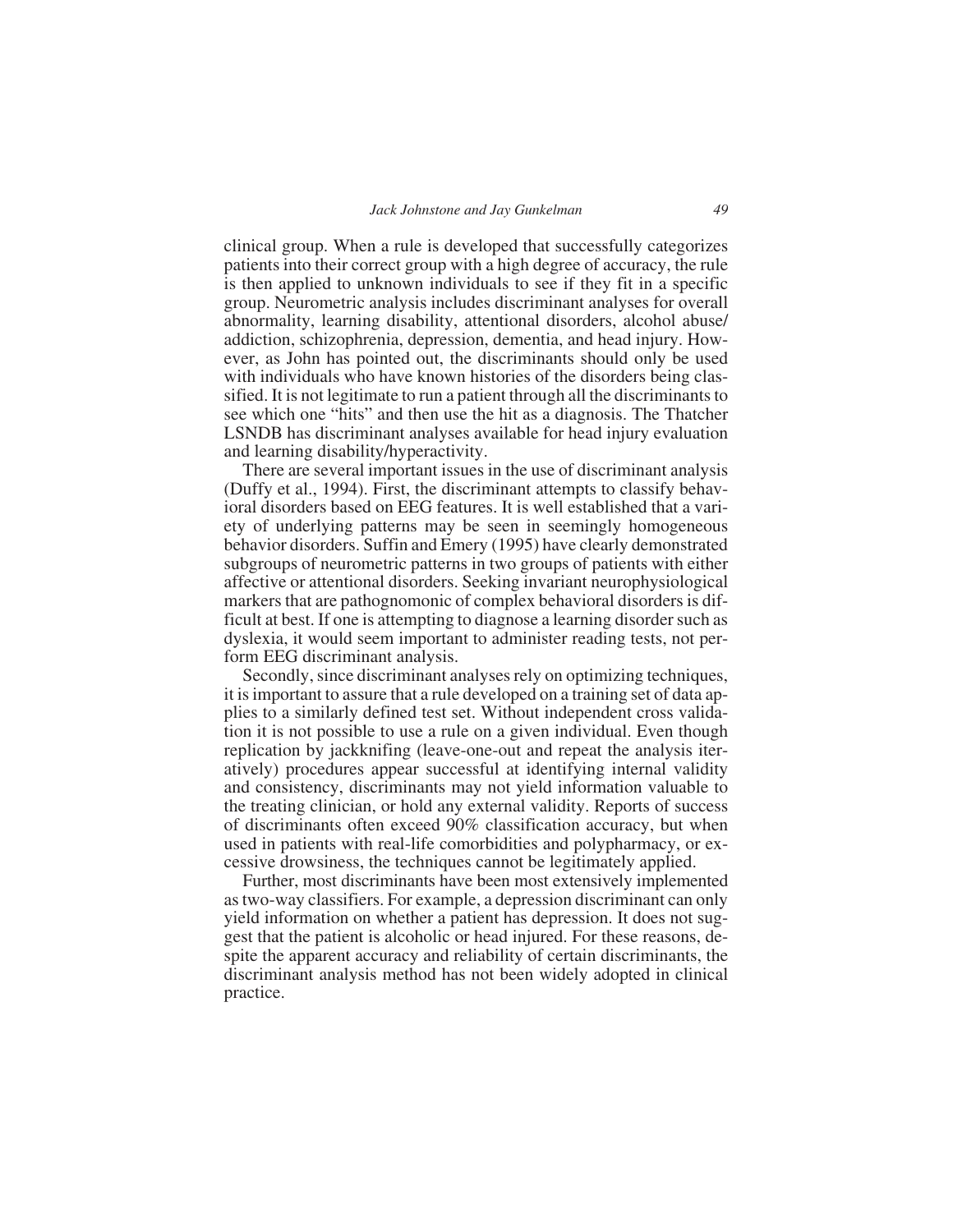clinical group. When a rule is developed that successfully categorizes patients into their correct group with a high degree of accuracy, the rule is then applied to unknown individuals to see if they fit in a specific group. Neurometric analysis includes discriminant analyses for overall abnormality, learning disability, attentional disorders, alcohol abuse/addiction, schizophrenia, depression, dementia, and head injury. However, as John has pointed out, the discriminants should only be used with individuals who have known histories of the disorders being classified. It is not legitimate to run a patient through all the discriminants to see which one "hits" and then use the hit as a diagnosis. The Thatcher LSNDB has discriminant analyses available for head injury evaluation and learning disability/hyperactivity.

There are several important issues in the use of discriminant analysis (Duffy et al., 1994). First, the discriminant attempts to classify behavioral disorders based on EEG features. It is well established that a variety of underlying patterns may be seen in seemingly homogeneous behavior disorders. Suffin and Emery (1995) have clearly demonstrated subgroups of neurometric patterns in two groups of patients with either affective or attentional disorders. Seeking invariant neurophysiological markers that are pathognomonic of complex behavioral disorders is difficult at best. If one is attempting to diagnose a learning disorder such as dyslexia, it would seem important to administer reading tests, not perform EEG discriminant analysis.

Secondly, since discriminant analyses rely on optimizing techniques, it is important to assure that a rule developed on a training set of data applies to a similarly defined test set. Without independent cross validation it is not possible to use a rule on a given individual. Even though replication by jackknifing (leave-one-out and repeat the analysis iteratively) procedures appear successful at identifying internal validity and consistency, discriminants may not yield information valuable to the treating clinician, or hold any external validity. Reports of success of discriminants often exceed 90% classification accuracy, but when used in patients with real-life comorbidities and polypharmacy, or excessive drowsiness, the techniques cannot be legitimately applied.

Further, most discriminants have been most extensively implemented as two-way classifiers. For example, a depression discriminant can only yield information on whether a patient has depression. It does not suggest that the patient is alcoholic or head injured. For these reasons, despite the apparent accuracy and reliability of certain discriminants, the discriminant analysis method has not been widely adopted in clinical practice.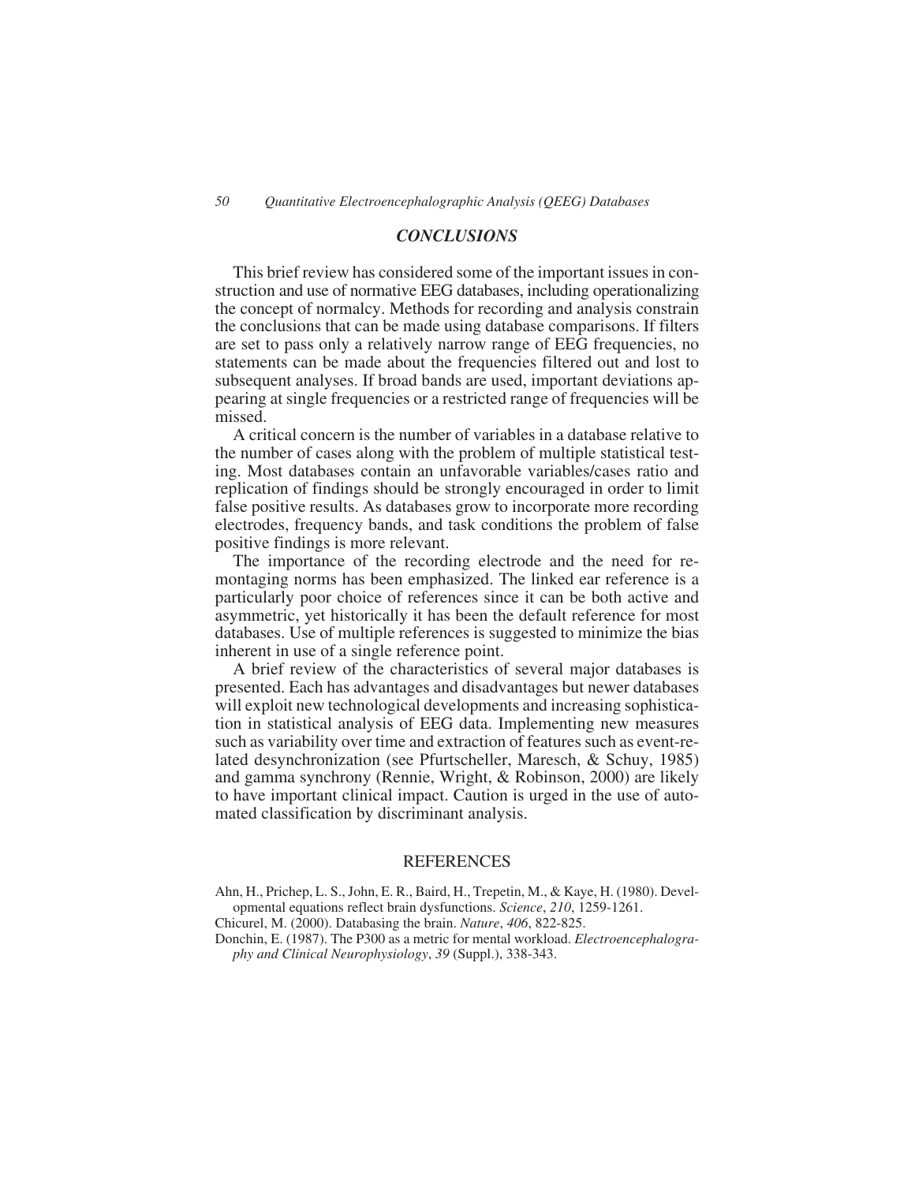## *CONCLUSIONS*

This brief review has considered some of the important issues in construction and use of normative EEG databases, including operationalizing the concept of normalcy. Methods for recording and analysis constrain the conclusions that can be made using database comparisons. If filters are set to pass only a relatively narrow range of EEG frequencies, no statements can be made about the frequencies filtered out and lost to subsequent analyses. If broad bands are used, important deviations appearing at single frequencies or a restricted range of frequencies will be missed.

A critical concern is the number of variables in a database relative to the number of cases along with the problem of multiple statistical testing. Most databases contain an unfavorable variables/cases ratio and replication of findings should be strongly encouraged in order to limit false positive results. As databases grow to incorporate more recording electrodes, frequency bands, and task conditions the problem of false positive findings is more relevant.

The importance of the recording electrode and the need for remontaging norms has been emphasized. The linked ear reference is a particularly poor choice of references since it can be both active and asymmetric, yet historically it has been the default reference for most databases. Use of multiple references is suggested to minimize the bias inherent in use of a single reference point.

A brief review of the characteristics of several major databases is presented. Each has advantages and disadvantages but newer databases will exploit new technological developments and increasing sophistication in statistical analysis of EEG data. Implementing new measures such as variability over time and extraction of features such as event-related desynchronization (see Pfurtscheller, Maresch, & Schuy, 1985) and gamma synchrony (Rennie, Wright, & Robinson, 2000) are likely to have important clinical impact. Caution is urged in the use of automated classification by discriminant analysis.

## REFERENCES

Ahn, H., Prichep, L. S., John, E. R., Baird, H., Trepetin, M., & Kaye, H. (1980). Developmental equations reflect brain dysfunctions. *Science*, *210*, 1259-1261.

Chicurel, M. (2000). Databasing the brain. *Nature*, *406*, 822-825.

Donchin, E. (1987). The P300 as a metric for mental workload. *Electroencephalography and Clinical Neurophysiology*, *39* (Suppl.), 338-343.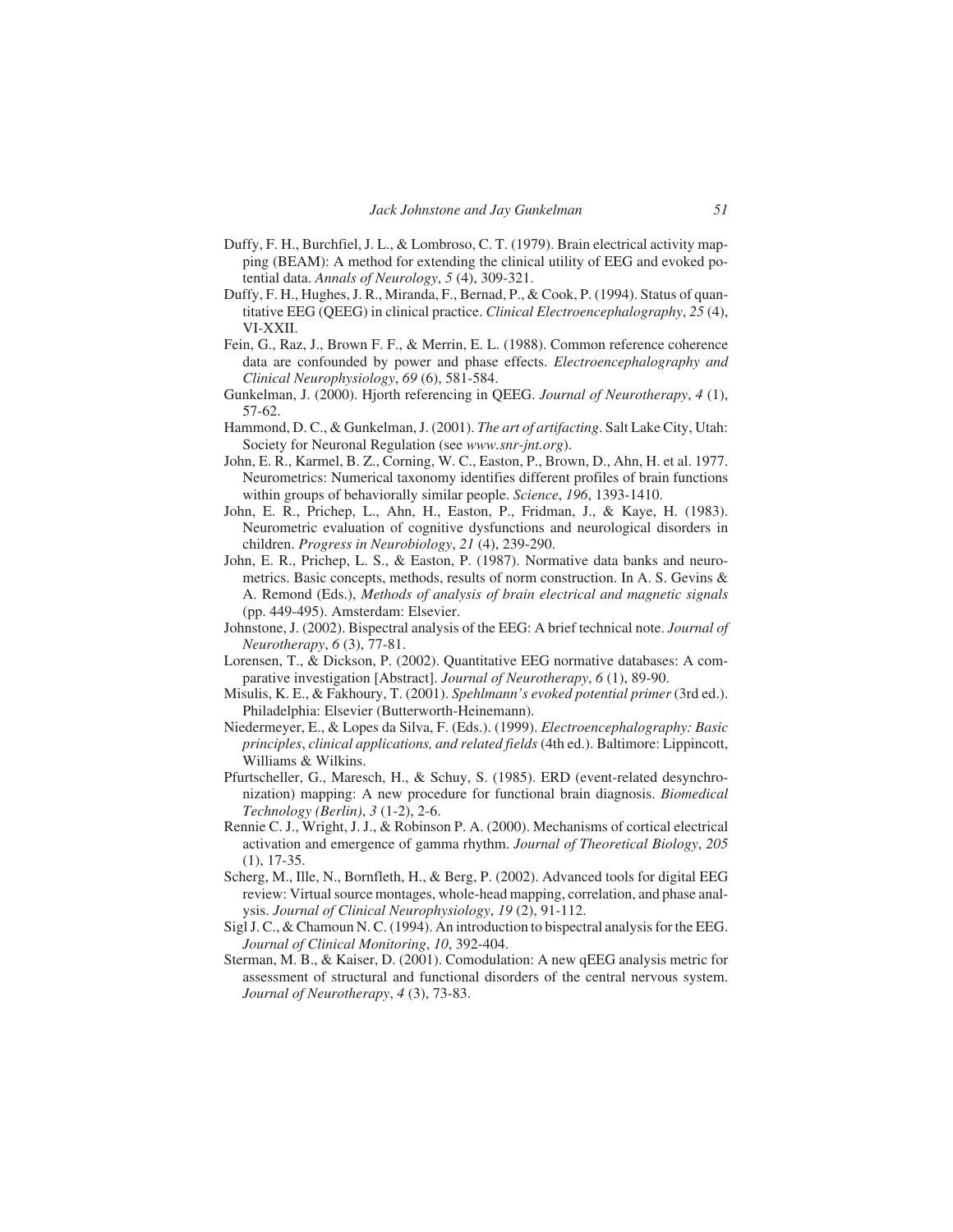Duffy, F. H., Burchfiel, J. L., & Lombroso, C. T. (1979). Brain electrical activity mapping (BEAM): A method for extending the clinical utility of EEG and evoked potential data. *Annals of Neurology*, *5* (4), 309-321.

Duffy, F. H., Hughes, J. R., Miranda, F., Bernad, P., & Cook, P. (1994). Status of quantitative EEG (QEEG) in clinical practice. *Clinical Electroencephalography*, *25* (4), VI-XXII.

Fein, G., Raz, J., Brown F. F., & Merrin, E. L. (1988). Common reference coherence data are confounded by power and phase effects. *Electroencephalography and Clinical Neurophysiology*, *69* (6), 581-584.

Gunkelman, J. (2000). Hjorth referencing in QEEG. *Journal of Neurotherapy*, *4* (1), 57-62.

Hammond, D. C., & Gunkelman, J. (2001). *The art of artifacting*. Salt Lake City, Utah: Society for Neuronal Regulation (see *www.snr-jnt.org*).

John, E. R., Karmel, B. Z., Corning, W. C., Easton, P., Brown, D., Ahn, H. et al. 1977. Neurometrics: Numerical taxonomy identifies different profiles of brain functions within groups of behaviorally similar people. *Science*, *196*, 1393-1410.

John, E. R., Prichep, L., Ahn, H., Easton, P., Fridman, J., & Kaye, H. (1983). Neurometric evaluation of cognitive dysfunctions and neurological disorders in children. *Progress in Neurobiology*, *21* (4), 239-290.

John, E. R., Prichep, L. S., & Easton, P. (1987). Normative data banks and neurometrics. Basic concepts, methods, results of norm construction. In A. S. Gevins & A. Remond (Eds.), *Methods of analysis of brain electrical and magnetic signals* (pp. 449-495). Amsterdam: Elsevier.

Johnstone, J. (2002). Bispectral analysis of the EEG: A brief technical note. *Journal of Neurotherapy*, *6* (3), 77-81.

Lorensen, T., & Dickson, P. (2002). Quantitative EEG normative databases: A comparative investigation [Abstract]. *Journal of Neurotherapy*, *6* (1), 89-90.

Misulis, K. E., & Fakhoury, T. (2001). *Spehlmann's evoked potential primer* (3rd ed.). Philadelphia: Elsevier (Butterworth-Heinemann).

Niedermeyer, E., & Lopes da Silva, F. (Eds.). (1999). *Electroencephalography: Basic principles, clinical applications, and related fields* (4th ed.). Baltimore: Lippincott, Williams & Wilkins.

Pfurtscheller, G., Maresch, H., & Schuy, S. (1985). ERD (event-related desynchronization) mapping: A new procedure for functional brain diagnosis. *Biomedical Technology (Berlin)*, *3* (1-2), 2-6.

Rennie C. J., Wright, J. J., & Robinson P. A. (2000). Mechanisms of cortical electrical activation and emergence of gamma rhythm. *Journal of Theoretical Biology*, *205* (1), 17-35.

Scherg, M., Ille, N., Bornfleth, H., & Berg, P. (2002). Advanced tools for digital EEG review: Virtual source montages, whole-head mapping, correlation, and phase analysis. *Journal of Clinical Neurophysiology*, *19* (2), 91-112.

Sigl J. C., & Chamoun N. C. (1994). An introduction to bispectral analysis for the EEG. *Journal of Clinical Monitoring*, *10*, 392-404.

Sterman, M. B., & Kaiser, D. (2001). Comodulation: A new qEEG analysis metric for assessment of structural and functional disorders of the central nervous system. *Journal of Neurotherapy*, *4* (3), 73-83.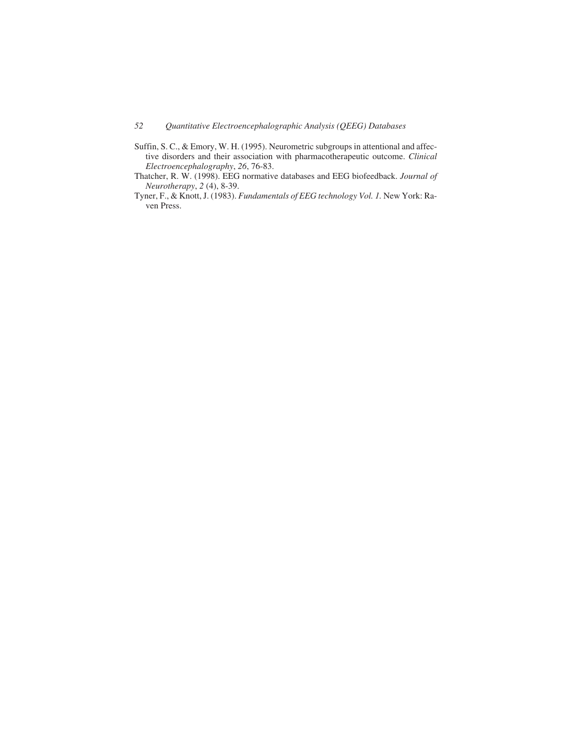Suffin, S. C., & Emory, W. H. (1995). Neurometric subgroups in attentional and affective disorders and their association with pharmacotherapeutic outcome. *Clinical Electroencephalography*, *26*, 76-83.

Thatcher, R. W. (1998). EEG normative databases and EEG biofeedback. *Journal of Neurotherapy*, *2* (4), 8-39.

Tyner, F., & Knott, J. (1983). *Fundamentals of EEG technology Vol. 1*. New York: Raven Press.